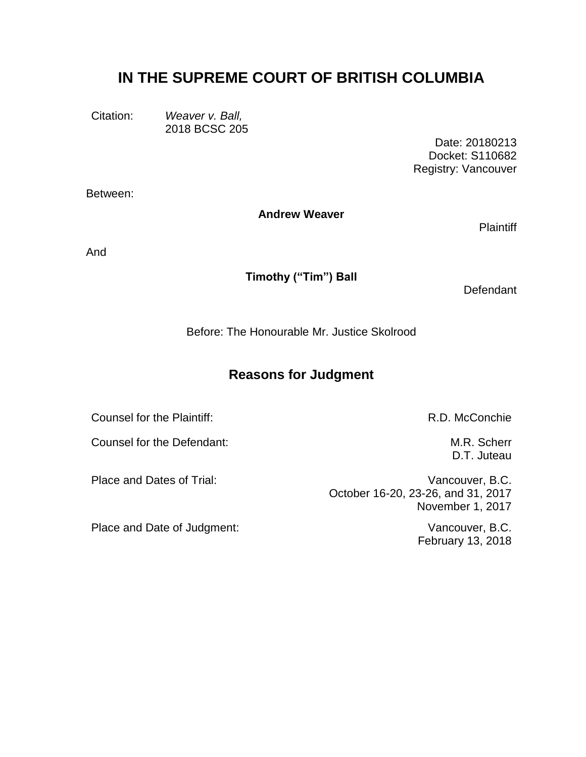# IN THE SUPREME COURT OF BRITISH COLUMBIA

| | |
|---|---|
| Citation: | *Weaver v. Ball,* 2018 BCSC 205 |

Date: 20180213
Docket: S110682
Registry: Vancouver

Between:

**Andrew Weaver**

Plaintiff

And

**Timothy (“Tim”) Ball**

Defendant

Before: The Honourable Mr. Justice Skolrood

## Reasons for Judgment

| | |
|---|---|
| Counsel for the Plaintiff: | R.D. McConchie |
| Counsel for the Defendant: | M.R. Scherr<br>D.T. Juteau |
| Place and Dates of Trial: | Vancouver, B.C.<br>October 16-20, 23-26, and 31, 2017<br>November 1, 2017 |
| Place and Date of Judgment: | Vancouver, B.C.<br>February 13, 2018 |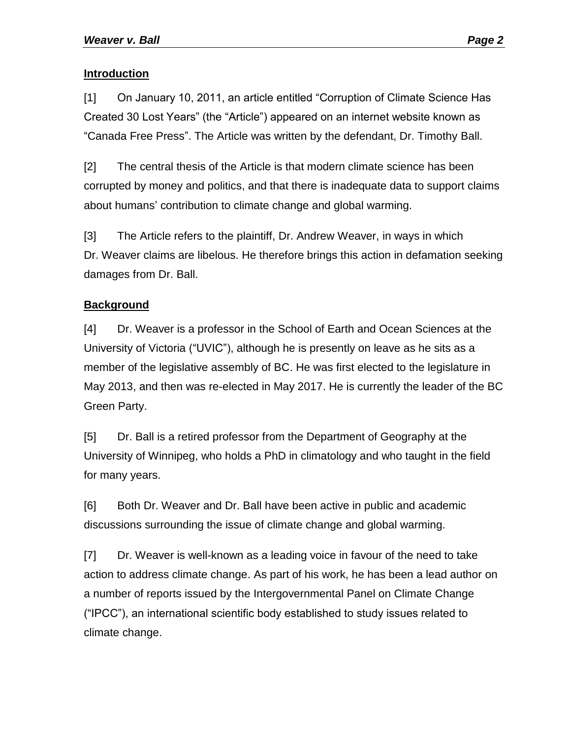## Introduction

[1] On January 10, 2011, an article entitled “Corruption of Climate Science Has Created 30 Lost Years” (the “Article”) appeared on an internet website known as “Canada Free Press”. The Article was written by the defendant, Dr. Timothy Ball.

[2] The central thesis of the Article is that modern climate science has been corrupted by money and politics, and that there is inadequate data to support claims about humans’ contribution to climate change and global warming.

[3] The Article refers to the plaintiff, Dr. Andrew Weaver, in ways in which Dr. Weaver claims are libelous. He therefore brings this action in defamation seeking damages from Dr. Ball.

## Background

[4] Dr. Weaver is a professor in the School of Earth and Ocean Sciences at the University of Victoria (“UVIC”), although he is presently on leave as he sits as a member of the legislative assembly of BC. He was first elected to the legislature in May 2013, and then was re-elected in May 2017. He is currently the leader of the BC Green Party.

[5] Dr. Ball is a retired professor from the Department of Geography at the University of Winnipeg, who holds a PhD in climatology and who taught in the field for many years.

[6] Both Dr. Weaver and Dr. Ball have been active in public and academic discussions surrounding the issue of climate change and global warming.

[7] Dr. Weaver is well-known as a leading voice in favour of the need to take action to address climate change. As part of his work, he has been a lead author on a number of reports issued by the Intergovernmental Panel on Climate Change (“IPCC”), an international scientific body established to study issues related to climate change.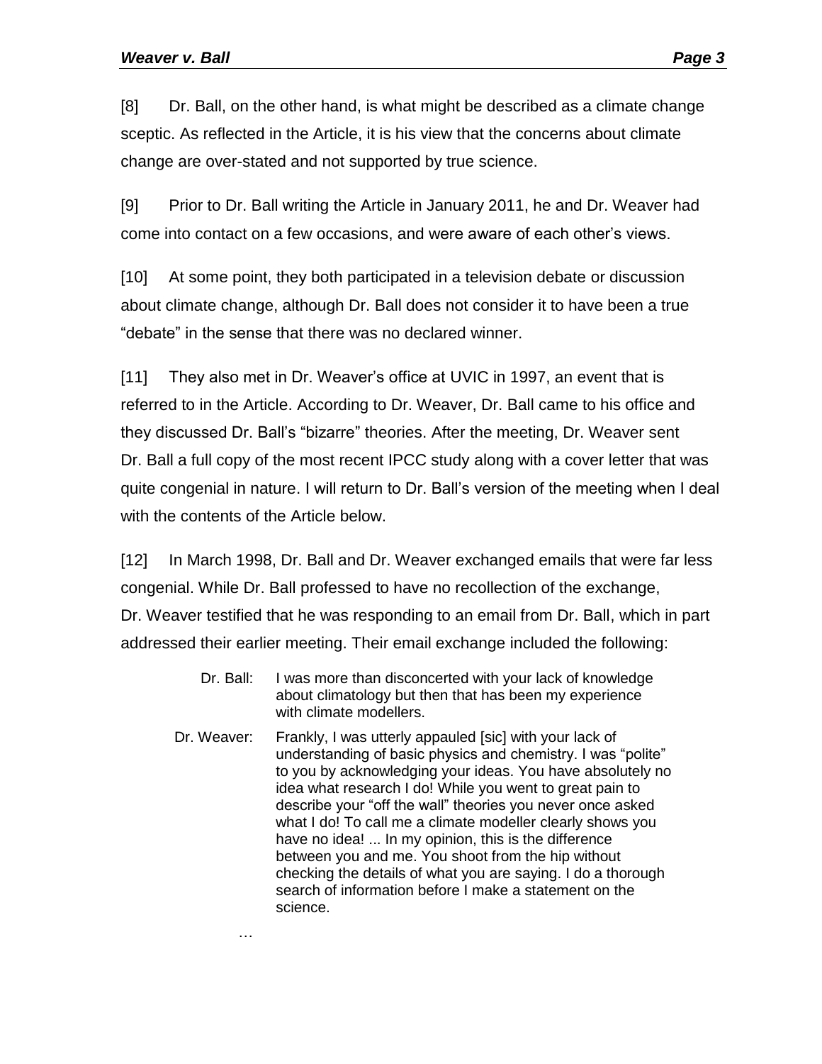[8] Dr. Ball, on the other hand, is what might be described as a climate change sceptic. As reflected in the Article, it is his view that the concerns about climate change are over-stated and not supported by true science.

[9] Prior to Dr. Ball writing the Article in January 2011, he and Dr. Weaver had come into contact on a few occasions, and were aware of each other's views.

[10] At some point, they both participated in a television debate or discussion about climate change, although Dr. Ball does not consider it to have been a true "debate" in the sense that there was no declared winner.

[11] They also met in Dr. Weaver's office at UVIC in 1997, an event that is referred to in the Article. According to Dr. Weaver, Dr. Ball came to his office and they discussed Dr. Ball's "bizarre" theories. After the meeting, Dr. Weaver sent Dr. Ball a full copy of the most recent IPCC study along with a cover letter that was quite congenial in nature. I will return to Dr. Ball's version of the meeting when I deal with the contents of the Article below.

[12] In March 1998, Dr. Ball and Dr. Weaver exchanged emails that were far less congenial. While Dr. Ball professed to have no recollection of the exchange, Dr. Weaver testified that he was responding to an email from Dr. Ball, which in part addressed their earlier meeting. Their email exchange included the following:

> Dr. Ball: I was more than disconcerted with your lack of knowledge about climatology but then that has been my experience with climate modellers.
>
> Dr. Weaver: Frankly, I was utterly appauled [sic] with your lack of understanding of basic physics and chemistry. I was "polite" to you by acknowledging your ideas. You have absolutely no idea what research I do! While you went to great pain to describe your "off the wall" theories you never once asked what I do! To call me a climate modeller clearly shows you have no idea! ... In my opinion, this is the difference between you and me. You shoot from the hip without checking the details of what you are saying. I do a thorough search of information before I make a statement on the science.
>
> …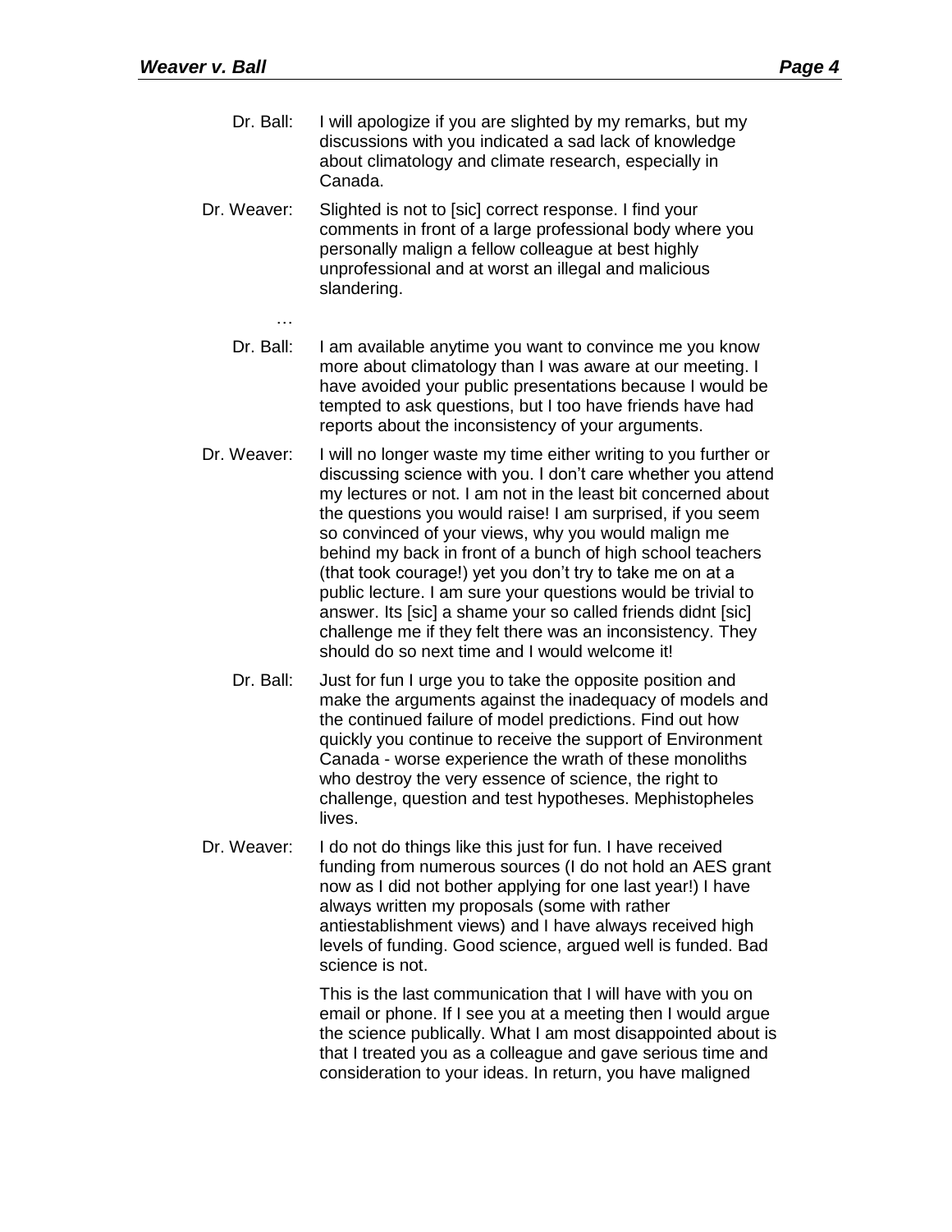Dr. Ball: I will apologize if you are slighted by my remarks, but my discussions with you indicated a sad lack of knowledge about climatology and climate research, especially in Canada.

Dr. Weaver: Slighted is not to [sic] correct response. I find your comments in front of a large professional body where you personally malign a fellow colleague at best highly unprofessional and at worst an illegal and malicious slandering.

…

Dr. Ball: I am available anytime you want to convince me you know more about climatology than I was aware at our meeting. I have avoided your public presentations because I would be tempted to ask questions, but I too have friends have had reports about the inconsistency of your arguments.

Dr. Weaver: I will no longer waste my time either writing to you further or discussing science with you. I don't care whether you attend my lectures or not. I am not in the least bit concerned about the questions you would raise! I am surprised, if you seem so convinced of your views, why you would malign me behind my back in front of a bunch of high school teachers (that took courage!) yet you don't try to take me on at a public lecture. I am sure your questions would be trivial to answer. Its [sic] a shame your so called friends didnt [sic] challenge me if they felt there was an inconsistency. They should do so next time and I would welcome it!

Dr. Ball: Just for fun I urge you to take the opposite position and make the arguments against the inadequacy of models and the continued failure of model predictions. Find out how quickly you continue to receive the support of Environment Canada - worse experience the wrath of these monoliths who destroy the very essence of science, the right to challenge, question and test hypotheses. Mephistopheles lives.

Dr. Weaver: I do not do things like this just for fun. I have received funding from numerous sources (I do not hold an AES grant now as I did not bother applying for one last year!) I have always written my proposals (some with rather antiestablishment views) and I have always received high levels of funding. Good science, argued well is funded. Bad science is not.

This is the last communication that I will have with you on email or phone. If I see you at a meeting then I would argue the science publically. What I am most disappointed about is that I treated you as a colleague and gave serious time and consideration to your ideas. In return, you have maligned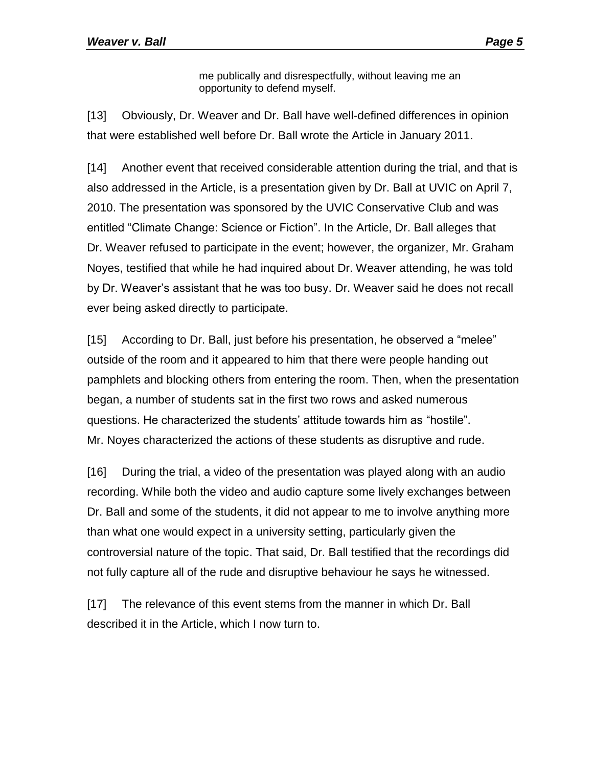> me publically and disrespectfully, without leaving me an opportunity to defend myself.

[13] Obviously, Dr. Weaver and Dr. Ball have well-defined differences in opinion that were established well before Dr. Ball wrote the Article in January 2011.

[14] Another event that received considerable attention during the trial, and that is also addressed in the Article, is a presentation given by Dr. Ball at UVIC on April 7, 2010. The presentation was sponsored by the UVIC Conservative Club and was entitled "Climate Change: Science or Fiction". In the Article, Dr. Ball alleges that Dr. Weaver refused to participate in the event; however, the organizer, Mr. Graham Noyes, testified that while he had inquired about Dr. Weaver attending, he was told by Dr. Weaver's assistant that he was too busy. Dr. Weaver said he does not recall ever being asked directly to participate.

[15] According to Dr. Ball, just before his presentation, he observed a "melee" outside of the room and it appeared to him that there were people handing out pamphlets and blocking others from entering the room. Then, when the presentation began, a number of students sat in the first two rows and asked numerous questions. He characterized the students' attitude towards him as "hostile". Mr. Noyes characterized the actions of these students as disruptive and rude.

[16] During the trial, a video of the presentation was played along with an audio recording. While both the video and audio capture some lively exchanges between Dr. Ball and some of the students, it did not appear to me to involve anything more than what one would expect in a university setting, particularly given the controversial nature of the topic. That said, Dr. Ball testified that the recordings did not fully capture all of the rude and disruptive behaviour he says he witnessed.

[17] The relevance of this event stems from the manner in which Dr. Ball described it in the Article, which I now turn to.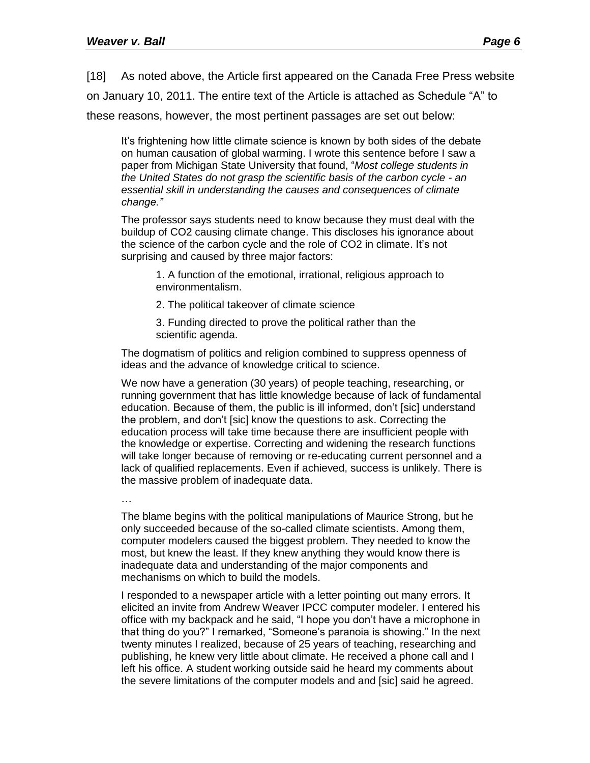[18] As noted above, the Article first appeared on the Canada Free Press website on January 10, 2011. The entire text of the Article is attached as Schedule "A" to these reasons, however, the most pertinent passages are set out below:

> It's frightening how little climate science is known by both sides of the debate on human causation of global warming. I wrote this sentence before I saw a paper from Michigan State University that found, "*Most college students in the United States do not grasp the scientific basis of the carbon cycle - an essential skill in understanding the causes and consequences of climate change.*"
>
> The professor says students need to know because they must deal with the buildup of $CO_2$ causing climate change. This discloses his ignorance about the science of the carbon cycle and the role of $CO_2$ in climate. It's not surprising and caused by three major factors:
>
> > 1. A function of the emotional, irrational, religious approach to environmentalism.
> >
> > 2. The political takeover of climate science
> >
> > 3. Funding directed to prove the political rather than the scientific agenda.
>
> The dogmatism of politics and religion combined to suppress openness of ideas and the advance of knowledge critical to science.
>
> We now have a generation (30 years) of people teaching, researching, or running government that has little knowledge because of lack of fundamental education. Because of them, the public is ill informed, don't [sic] understand the problem, and don't [sic] know the questions to ask. Correcting the education process will take time because there are insufficient people with the knowledge or expertise. Correcting and widening the research functions will take longer because of removing or re-educating current personnel and a lack of qualified replacements. Even if achieved, success is unlikely. There is the massive problem of inadequate data.
>
> …
>
> The blame begins with the political manipulations of Maurice Strong, but he only succeeded because of the so-called climate scientists. Among them, computer modelers caused the biggest problem. They needed to know the most, but knew the least. If they knew anything they would know there is inadequate data and understanding of the major components and mechanisms on which to build the models.
>
> I responded to a newspaper article with a letter pointing out many errors. It elicited an invite from Andrew Weaver IPCC computer modeler. I entered his office with my backpack and he said, "I hope you don't have a microphone in that thing do you?" I remarked, "Someone's paranoia is showing." In the next twenty minutes I realized, because of 25 years of teaching, researching and publishing, he knew very little about climate. He received a phone call and I left his office. A student working outside said he heard my comments about the severe limitations of the computer models and and [sic] said he agreed.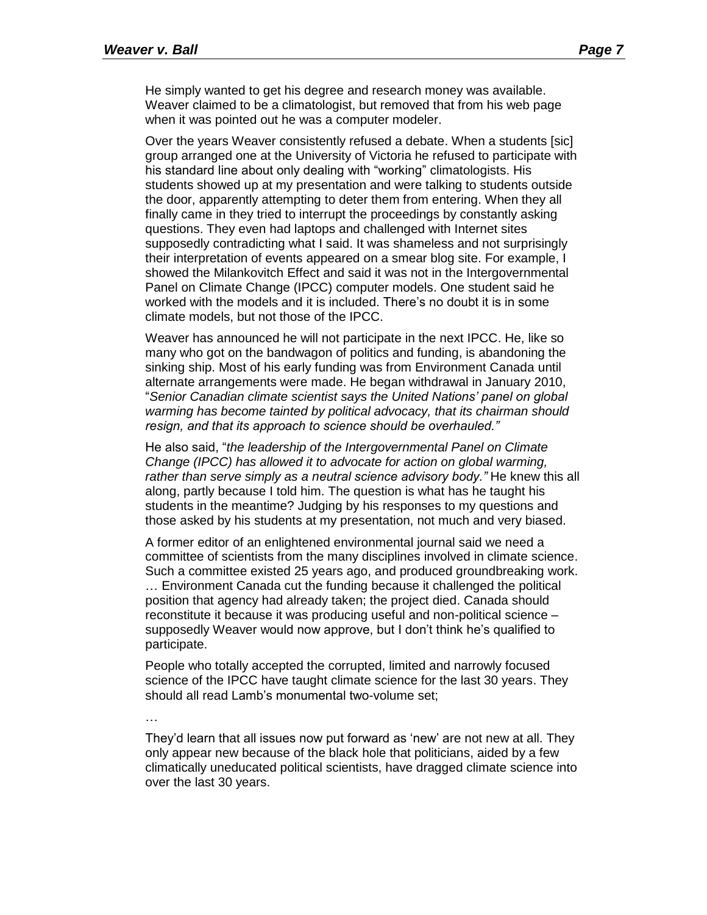He simply wanted to get his degree and research money was available. Weaver claimed to be a climatologist, but removed that from his web page when it was pointed out he was a computer modeler.

Over the years Weaver consistently refused a debate. When a students [sic] group arranged one at the University of Victoria he refused to participate with his standard line about only dealing with "working" climatologists. His students showed up at my presentation and were talking to students outside the door, apparently attempting to deter them from entering. When they all finally came in they tried to interrupt the proceedings by constantly asking questions. They even had laptops and challenged with Internet sites supposedly contradicting what I said. It was shameless and not surprisingly their interpretation of events appeared on a smear blog site. For example, I showed the Milankovitch Effect and said it was not in the Intergovernmental Panel on Climate Change (IPCC) computer models. One student said he worked with the models and it is included. There's no doubt it is in some climate models, but not those of the IPCC.

Weaver has announced he will not participate in the next IPCC. He, like so many who got on the bandwagon of politics and funding, is abandoning the sinking ship. Most of his early funding was from Environment Canada until alternate arrangements were made. He began withdrawal in January 2010, "*Senior Canadian climate scientist says the United Nations' panel on global warming has become tainted by political advocacy, that its chairman should resign, and that its approach to science should be overhauled."*

He also said, "*the leadership of the Intergovernmental Panel on Climate Change (IPCC) has allowed it to advocate for action on global warming, rather than serve simply as a neutral science advisory body."* He knew this all along, partly because I told him. The question is what has he taught his students in the meantime? Judging by his responses to my questions and those asked by his students at my presentation, not much and very biased.

A former editor of an enlightened environmental journal said we need a committee of scientists from the many disciplines involved in climate science. Such a committee existed 25 years ago, and produced groundbreaking work. … Environment Canada cut the funding because it challenged the political position that agency had already taken; the project died. Canada should reconstitute it because it was producing useful and non-political science – supposedly Weaver would now approve, but I don't think he's qualified to participate.

People who totally accepted the corrupted, limited and narrowly focused science of the IPCC have taught climate science for the last 30 years. They should all read Lamb's monumental two-volume set;

…

They'd learn that all issues now put forward as 'new' are not new at all. They only appear new because of the black hole that politicians, aided by a few climatically uneducated political scientists, have dragged climate science into over the last 30 years.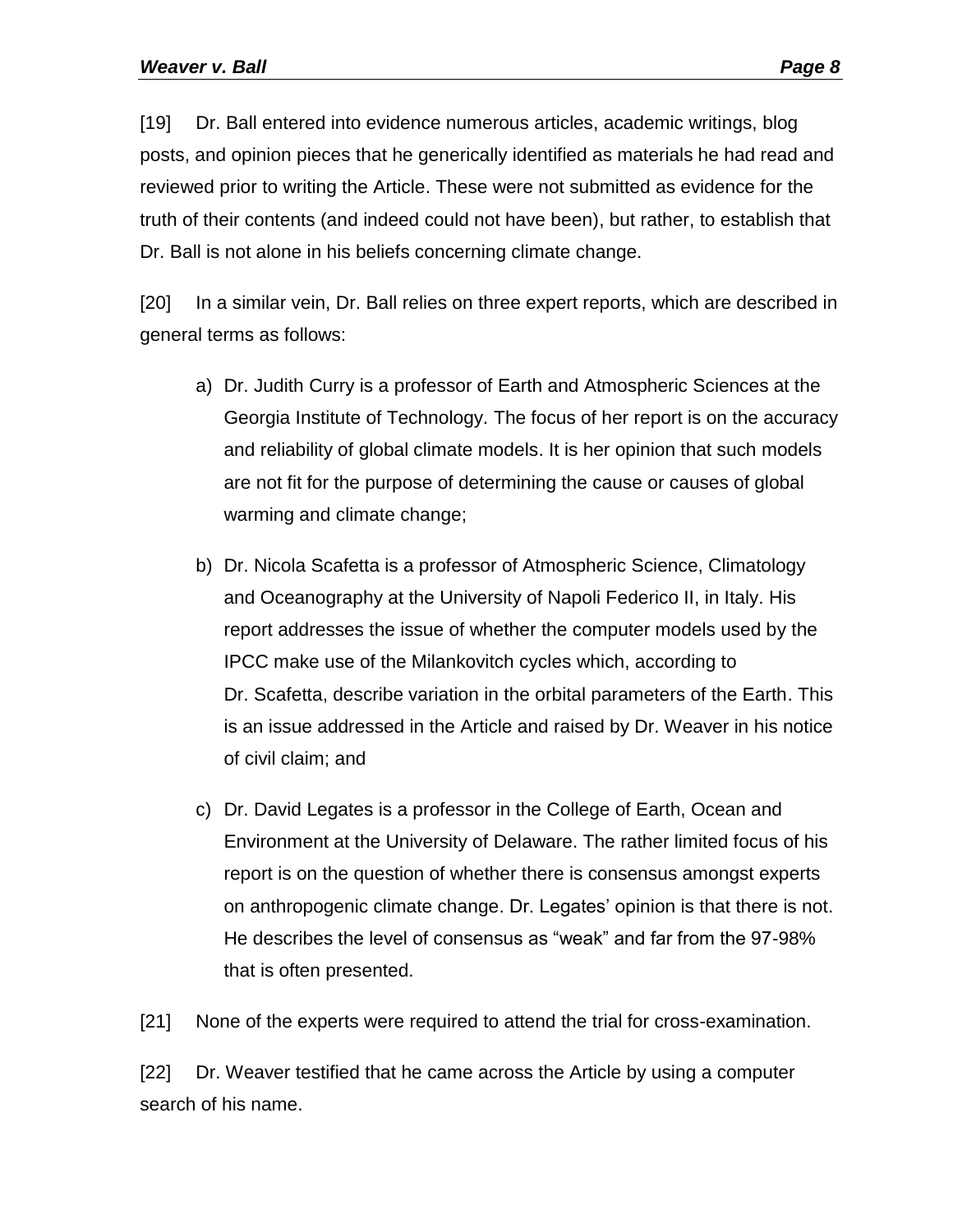[19] Dr. Ball entered into evidence numerous articles, academic writings, blog posts, and opinion pieces that he generically identified as materials he had read and reviewed prior to writing the Article. These were not submitted as evidence for the truth of their contents (and indeed could not have been), but rather, to establish that Dr. Ball is not alone in his beliefs concerning climate change.

[20] In a similar vein, Dr. Ball relies on three expert reports, which are described in general terms as follows:

a) Dr. Judith Curry is a professor of Earth and Atmospheric Sciences at the Georgia Institute of Technology. The focus of her report is on the accuracy and reliability of global climate models. It is her opinion that such models are not fit for the purpose of determining the cause or causes of global warming and climate change;

b) Dr. Nicola Scafetta is a professor of Atmospheric Science, Climatology and Oceanography at the University of Napoli Federico II, in Italy. His report addresses the issue of whether the computer models used by the IPCC make use of the Milankovitch cycles which, according to Dr. Scafetta, describe variation in the orbital parameters of the Earth. This is an issue addressed in the Article and raised by Dr. Weaver in his notice of civil claim; and

c) Dr. David Legates is a professor in the College of Earth, Ocean and Environment at the University of Delaware. The rather limited focus of his report is on the question of whether there is consensus amongst experts on anthropogenic climate change. Dr. Legates' opinion is that there is not. He describes the level of consensus as "weak" and far from the 97-98% that is often presented.

[21] None of the experts were required to attend the trial for cross-examination.

[22] Dr. Weaver testified that he came across the Article by using a computer search of his name.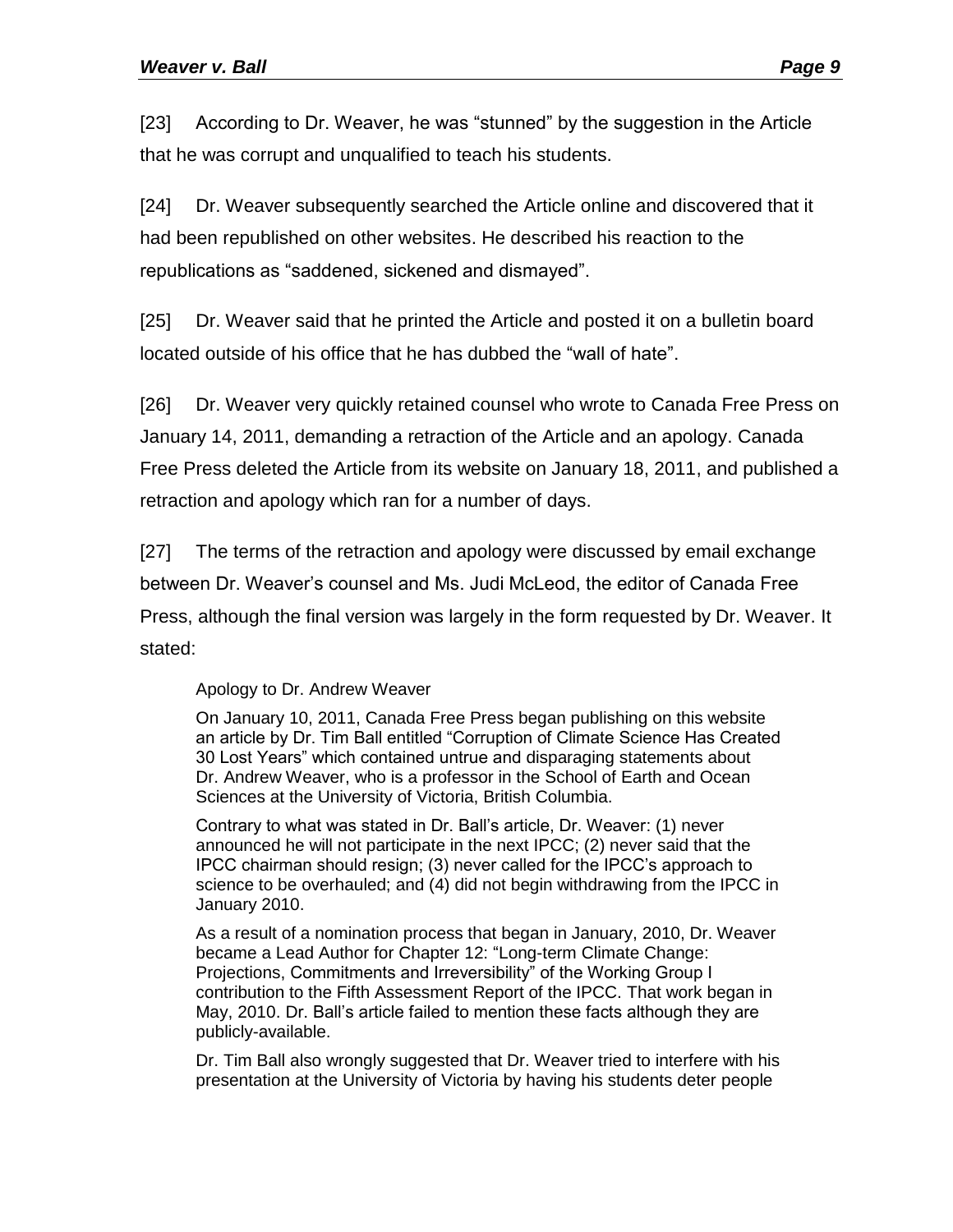[23] According to Dr. Weaver, he was "stunned" by the suggestion in the Article that he was corrupt and unqualified to teach his students.

[24] Dr. Weaver subsequently searched the Article online and discovered that it had been republished on other websites. He described his reaction to the republications as "saddened, sickened and dismayed".

[25] Dr. Weaver said that he printed the Article and posted it on a bulletin board located outside of his office that he has dubbed the "wall of hate".

[26] Dr. Weaver very quickly retained counsel who wrote to Canada Free Press on January 14, 2011, demanding a retraction of the Article and an apology. Canada Free Press deleted the Article from its website on January 18, 2011, and published a retraction and apology which ran for a number of days.

[27] The terms of the retraction and apology were discussed by email exchange between Dr. Weaver's counsel and Ms. Judi McLeod, the editor of Canada Free Press, although the final version was largely in the form requested by Dr. Weaver. It stated:

> Apology to Dr. Andrew Weaver
>
> On January 10, 2011, Canada Free Press began publishing on this website an article by Dr. Tim Ball entitled "Corruption of Climate Science Has Created 30 Lost Years" which contained untrue and disparaging statements about Dr. Andrew Weaver, who is a professor in the School of Earth and Ocean Sciences at the University of Victoria, British Columbia.
>
> Contrary to what was stated in Dr. Ball's article, Dr. Weaver: (1) never announced he will not participate in the next IPCC; (2) never said that the IPCC chairman should resign; (3) never called for the IPCC's approach to science to be overhauled; and (4) did not begin withdrawing from the IPCC in January 2010.
>
> As a result of a nomination process that began in January, 2010, Dr. Weaver became a Lead Author for Chapter 12: "Long-term Climate Change: Projections, Commitments and Irreversibility" of the Working Group I contribution to the Fifth Assessment Report of the IPCC. That work began in May, 2010. Dr. Ball's article failed to mention these facts although they are publicly-available.
>
> Dr. Tim Ball also wrongly suggested that Dr. Weaver tried to interfere with his presentation at the University of Victoria by having his students deter people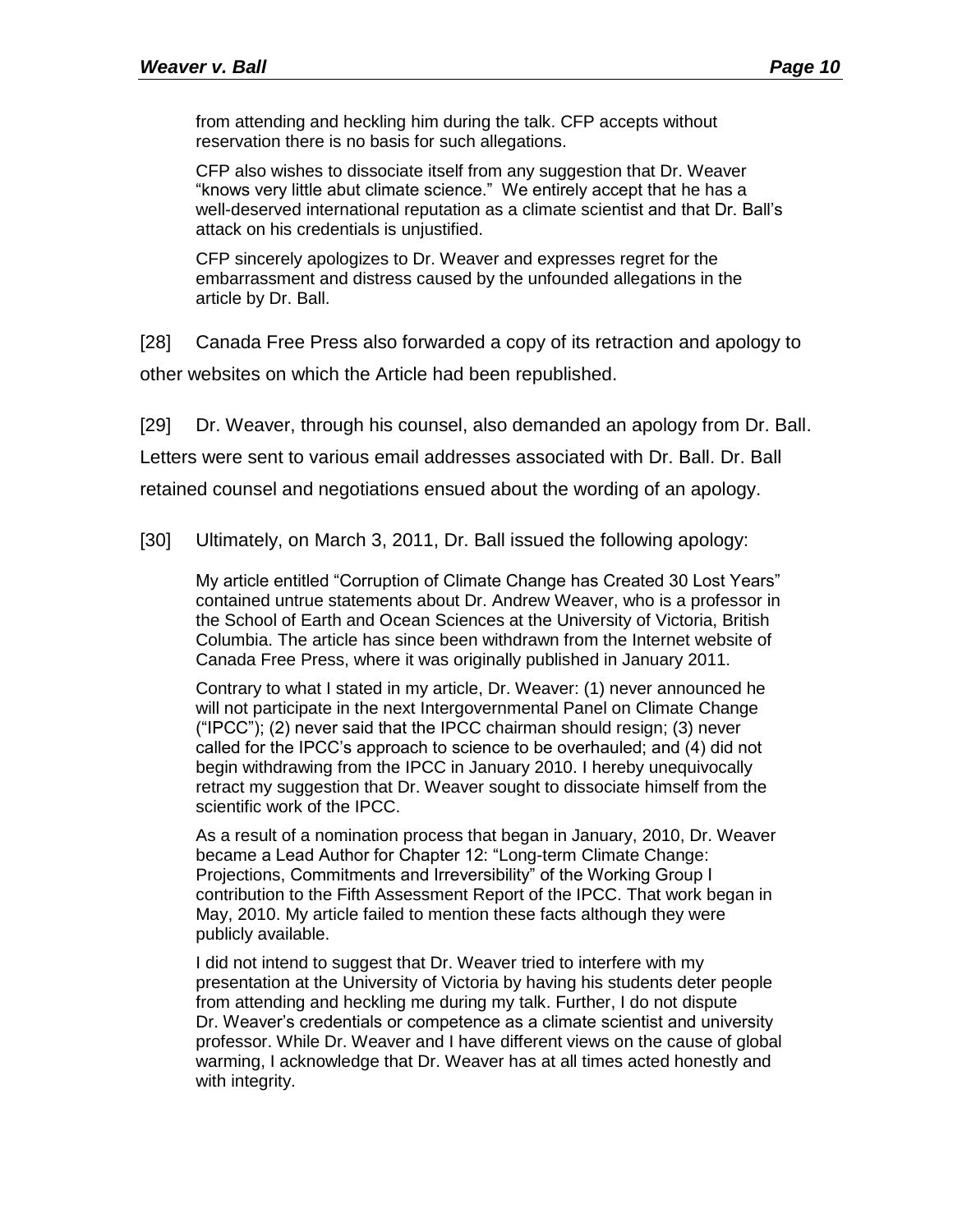> from attending and heckling him during the talk. CFP accepts without reservation there is no basis for such allegations.
>
> CFP also wishes to dissociate itself from any suggestion that Dr. Weaver "knows very little abut climate science." We entirely accept that he has a well-deserved international reputation as a climate scientist and that Dr. Ball's attack on his credentials is unjustified.
>
> CFP sincerely apologizes to Dr. Weaver and expresses regret for the embarrassment and distress caused by the unfounded allegations in the article by Dr. Ball.

[28] Canada Free Press also forwarded a copy of its retraction and apology to other websites on which the Article had been republished.

[29] Dr. Weaver, through his counsel, also demanded an apology from Dr. Ball. Letters were sent to various email addresses associated with Dr. Ball. Dr. Ball retained counsel and negotiations ensued about the wording of an apology.

[30] Ultimately, on March 3, 2011, Dr. Ball issued the following apology:

> My article entitled "Corruption of Climate Change has Created 30 Lost Years" contained untrue statements about Dr. Andrew Weaver, who is a professor in the School of Earth and Ocean Sciences at the University of Victoria, British Columbia. The article has since been withdrawn from the Internet website of Canada Free Press, where it was originally published in January 2011.
>
> Contrary to what I stated in my article, Dr. Weaver: (1) never announced he will not participate in the next Intergovernmental Panel on Climate Change ("IPCC"); (2) never said that the IPCC chairman should resign; (3) never called for the IPCC's approach to science to be overhauled; and (4) did not begin withdrawing from the IPCC in January 2010. I hereby unequivocally retract my suggestion that Dr. Weaver sought to dissociate himself from the scientific work of the IPCC.
>
> As a result of a nomination process that began in January, 2010, Dr. Weaver became a Lead Author for Chapter 12: "Long-term Climate Change: Projections, Commitments and Irreversibility" of the Working Group I contribution to the Fifth Assessment Report of the IPCC. That work began in May, 2010. My article failed to mention these facts although they were publicly available.
>
> I did not intend to suggest that Dr. Weaver tried to interfere with my presentation at the University of Victoria by having his students deter people from attending and heckling me during my talk. Further, I do not dispute Dr. Weaver's credentials or competence as a climate scientist and university professor. While Dr. Weaver and I have different views on the cause of global warming, I acknowledge that Dr. Weaver has at all times acted honestly and with integrity.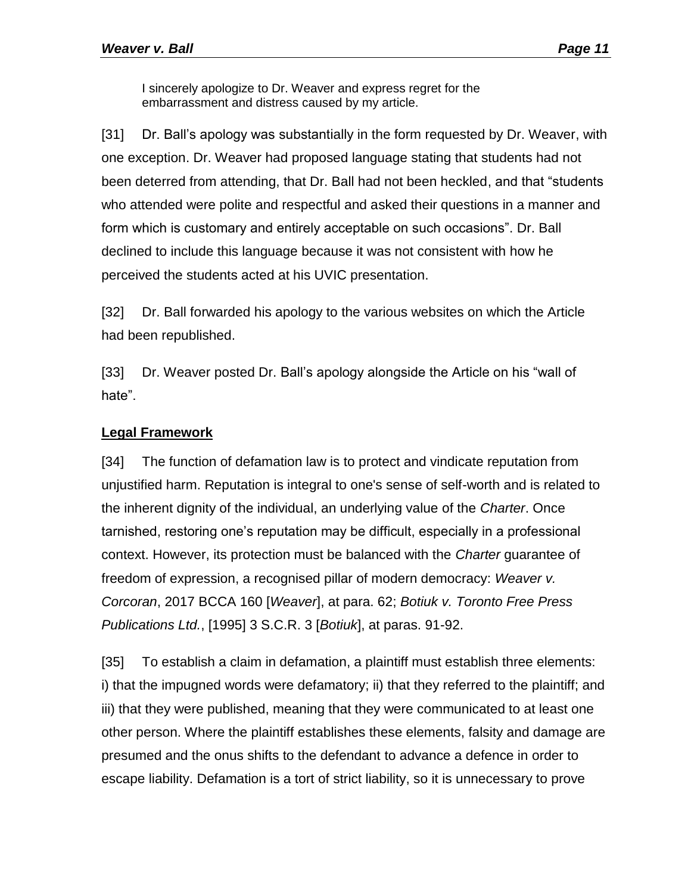> I sincerely apologize to Dr. Weaver and express regret for the embarrassment and distress caused by my article.

[31] Dr. Ball's apology was substantially in the form requested by Dr. Weaver, with one exception. Dr. Weaver had proposed language stating that students had not been deterred from attending, that Dr. Ball had not been heckled, and that "students who attended were polite and respectful and asked their questions in a manner and form which is customary and entirely acceptable on such occasions". Dr. Ball declined to include this language because it was not consistent with how he perceived the students acted at his UVIC presentation.

[32] Dr. Ball forwarded his apology to the various websites on which the Article had been republished.

[33] Dr. Weaver posted Dr. Ball's apology alongside the Article on his "wall of hate".

## Legal Framework

[34] The function of defamation law is to protect and vindicate reputation from unjustified harm. Reputation is integral to one's sense of self-worth and is related to the inherent dignity of the individual, an underlying value of the *Charter*. Once tarnished, restoring one's reputation may be difficult, especially in a professional context. However, its protection must be balanced with the *Charter* guarantee of freedom of expression, a recognised pillar of modern democracy: *Weaver v. Corcoran*, 2017 BCCA 160 [*Weaver*], at para. 62; *Botiuk v. Toronto Free Press Publications Ltd.*, [1995] 3 S.C.R. 3 [*Botiuk*], at paras. 91-92.

[35] To establish a claim in defamation, a plaintiff must establish three elements: i) that the impugned words were defamatory; ii) that they referred to the plaintiff; and iii) that they were published, meaning that they were communicated to at least one other person. Where the plaintiff establishes these elements, falsity and damage are presumed and the onus shifts to the defendant to advance a defence in order to escape liability. Defamation is a tort of strict liability, so it is unnecessary to prove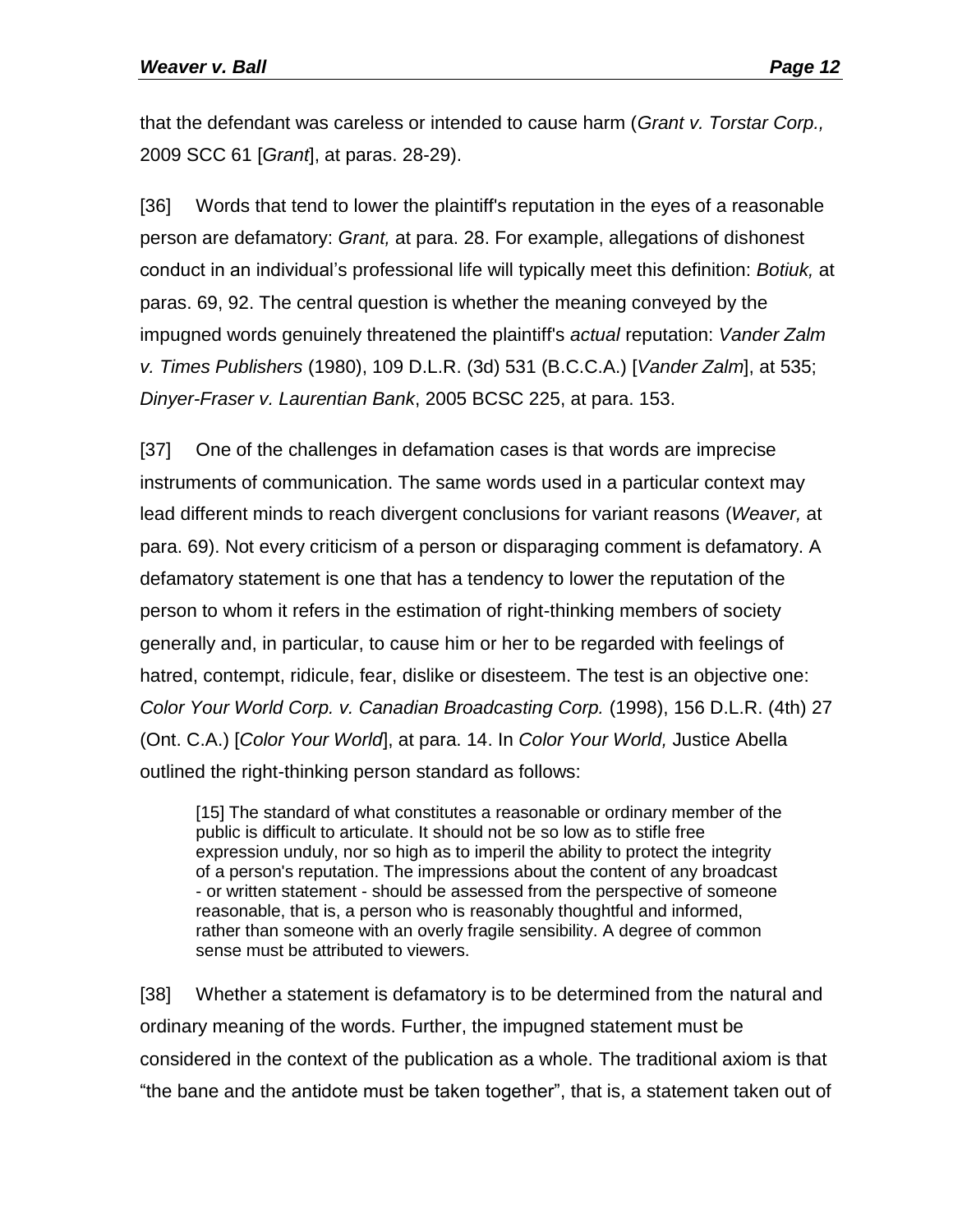that the defendant was careless or intended to cause harm (*Grant v. Torstar Corp.,* 2009 SCC 61 [*Grant*], at paras. 28-29).

[36] Words that tend to lower the plaintiff's reputation in the eyes of a reasonable person are defamatory: *Grant,* at para. 28. For example, allegations of dishonest conduct in an individual's professional life will typically meet this definition: *Botiuk,* at paras. 69, 92. The central question is whether the meaning conveyed by the impugned words genuinely threatened the plaintiff's *actual* reputation: *Vander Zalm v. Times Publishers* (1980), 109 D.L.R. (3d) 531 (B.C.C.A.) [*Vander Zalm*], at 535; *Dinyer-Fraser v. Laurentian Bank*, 2005 BCSC 225, at para. 153.

[37] One of the challenges in defamation cases is that words are imprecise instruments of communication. The same words used in a particular context may lead different minds to reach divergent conclusions for variant reasons (*Weaver,* at para. 69). Not every criticism of a person or disparaging comment is defamatory. A defamatory statement is one that has a tendency to lower the reputation of the person to whom it refers in the estimation of right-thinking members of society generally and, in particular, to cause him or her to be regarded with feelings of hatred, contempt, ridicule, fear, dislike or disesteem. The test is an objective one: *Color Your World Corp. v. Canadian Broadcasting Corp.* (1998), 156 D.L.R. (4th) 27 (Ont. C.A.) [*Color Your World*], at para. 14. In *Color Your World,* Justice Abella outlined the right-thinking person standard as follows:

> [15] The standard of what constitutes a reasonable or ordinary member of the public is difficult to articulate. It should not be so low as to stifle free expression unduly, nor so high as to imperil the ability to protect the integrity of a person's reputation. The impressions about the content of any broadcast - or written statement - should be assessed from the perspective of someone reasonable, that is, a person who is reasonably thoughtful and informed, rather than someone with an overly fragile sensibility. A degree of common sense must be attributed to viewers.

[38] Whether a statement is defamatory is to be determined from the natural and ordinary meaning of the words. Further, the impugned statement must be considered in the context of the publication as a whole. The traditional axiom is that "the bane and the antidote must be taken together", that is, a statement taken out of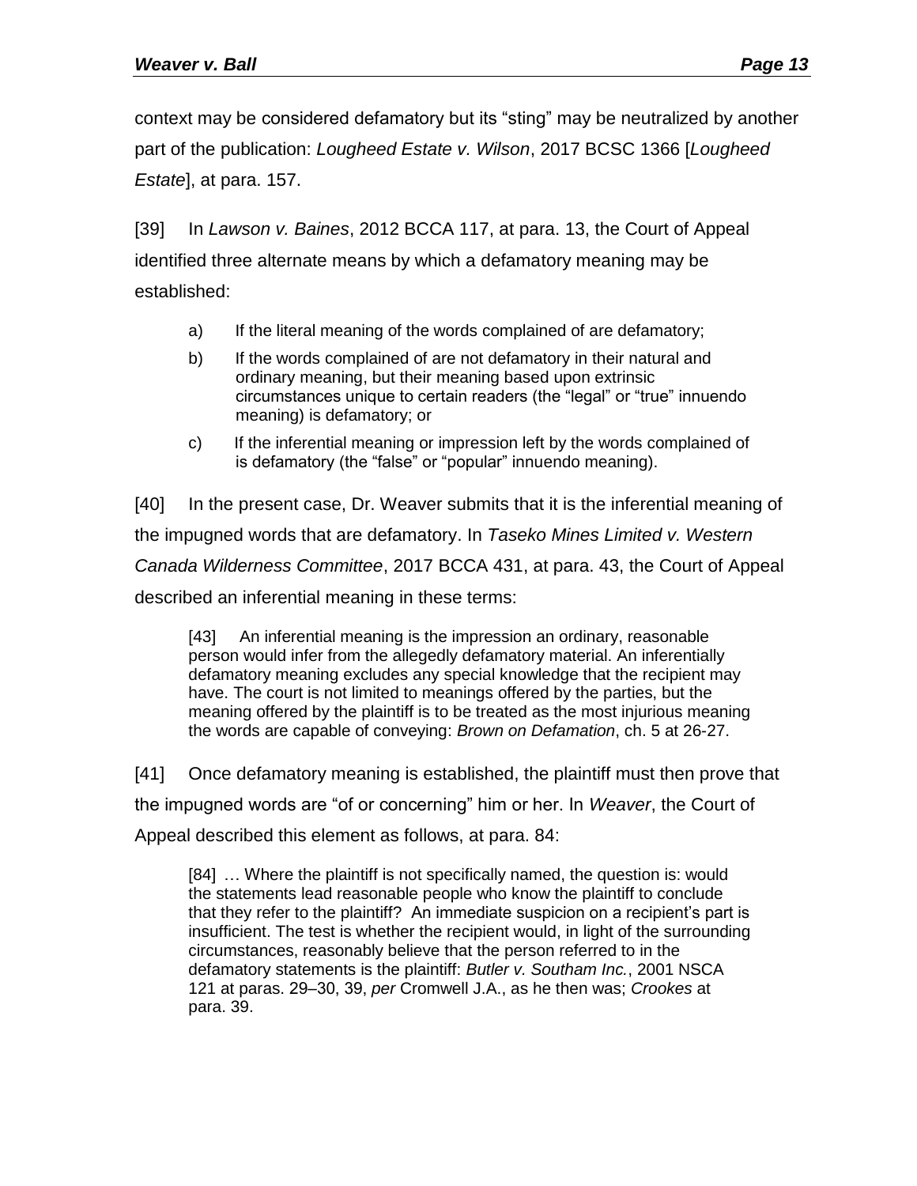context may be considered defamatory but its "sting" may be neutralized by another part of the publication: *Lougheed Estate v. Wilson*, 2017 BCSC 1366 [*Lougheed Estate*], at para. 157.

[39] In *Lawson v. Baines*, 2012 BCCA 117, at para. 13, the Court of Appeal identified three alternate means by which a defamatory meaning may be established:

> a) If the literal meaning of the words complained of are defamatory;
>
> b) If the words complained of are not defamatory in their natural and ordinary meaning, but their meaning based upon extrinsic circumstances unique to certain readers (the "legal" or "true" innuendo meaning) is defamatory; or
>
> c) If the inferential meaning or impression left by the words complained of is defamatory (the "false" or "popular" innuendo meaning).

[40] In the present case, Dr. Weaver submits that it is the inferential meaning of the impugned words that are defamatory. In *Taseko Mines Limited v. Western Canada Wilderness Committee*, 2017 BCCA 431, at para. 43, the Court of Appeal described an inferential meaning in these terms:

> [43] An inferential meaning is the impression an ordinary, reasonable person would infer from the allegedly defamatory material. An inferentially defamatory meaning excludes any special knowledge that the recipient may have. The court is not limited to meanings offered by the parties, but the meaning offered by the plaintiff is to be treated as the most injurious meaning the words are capable of conveying: *Brown on Defamation*, ch. 5 at 26-27.

[41] Once defamatory meaning is established, the plaintiff must then prove that the impugned words are "of or concerning" him or her. In *Weaver*, the Court of Appeal described this element as follows, at para. 84:

> [84] … Where the plaintiff is not specifically named, the question is: would the statements lead reasonable people who know the plaintiff to conclude that they refer to the plaintiff? An immediate suspicion on a recipient's part is insufficient. The test is whether the recipient would, in light of the surrounding circumstances, reasonably believe that the person referred to in the defamatory statements is the plaintiff: *Butler v. Southam Inc.*, 2001 NSCA 121 at paras. 29–30, 39, *per* Cromwell J.A., as he then was; *Crookes* at para. 39.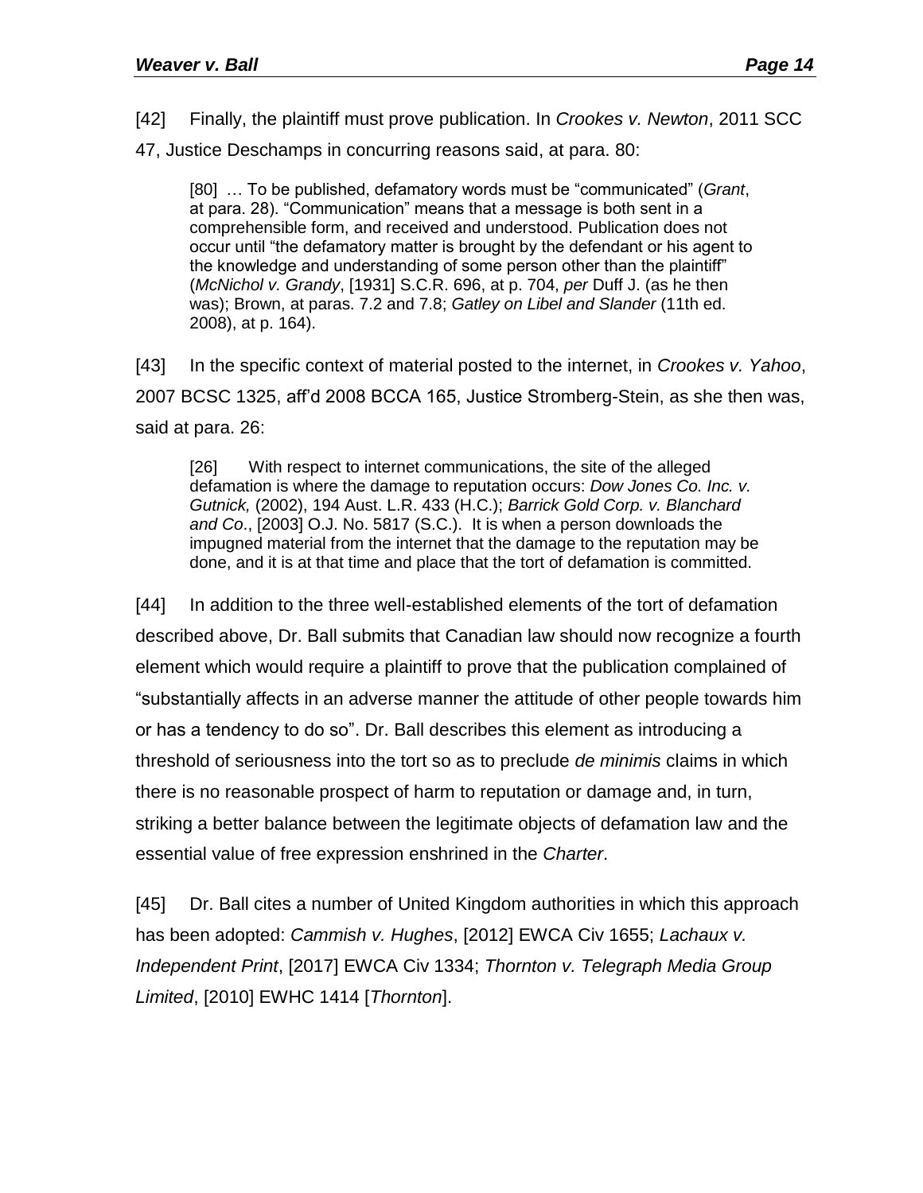[42] Finally, the plaintiff must prove publication. In *Crookes v. Newton*, 2011 SCC 47, Justice Deschamps in concurring reasons said, at para. 80:

> [80] … To be published, defamatory words must be "communicated" (*Grant*, at para. 28). "Communication" means that a message is both sent in a comprehensible form, and received and understood. Publication does not occur until "the defamatory matter is brought by the defendant or his agent to the knowledge and understanding of some person other than the plaintiff" (*McNichol v. Grandy*, [1931] S.C.R. 696, at p. 704, *per* Duff J. (as he then was); Brown, at paras. 7.2 and 7.8; *Gatley on Libel and Slander* (11th ed. 2008), at p. 164).

[43] In the specific context of material posted to the internet, in *Crookes v. Yahoo*, 2007 BCSC 1325, aff'd 2008 BCCA 165, Justice Stromberg-Stein, as she then was, said at para. 26:

> [26] With respect to internet communications, the site of the alleged defamation is where the damage to reputation occurs: *Dow Jones Co. Inc. v. Gutnick,* (2002), 194 Aust. L.R. 433 (H.C.); *Barrick Gold Corp. v. Blanchard and Co.*, [2003] O.J. No. 5817 (S.C.). It is when a person downloads the impugned material from the internet that the damage to the reputation may be done, and it is at that time and place that the tort of defamation is committed.

[44] In addition to the three well-established elements of the tort of defamation described above, Dr. Ball submits that Canadian law should now recognize a fourth element which would require a plaintiff to prove that the publication complained of "substantially affects in an adverse manner the attitude of other people towards him or has a tendency to do so". Dr. Ball describes this element as introducing a threshold of seriousness into the tort so as to preclude *de minimis* claims in which there is no reasonable prospect of harm to reputation or damage and, in turn, striking a better balance between the legitimate objects of defamation law and the essential value of free expression enshrined in the *Charter*.

[45] Dr. Ball cites a number of United Kingdom authorities in which this approach has been adopted: *Cammish v. Hughes*, [2012] EWCA Civ 1655; *Lachaux v. Independent Print*, [2017] EWCA Civ 1334; *Thornton v. Telegraph Media Group Limited*, [2010] EWHC 1414 [*Thornton*].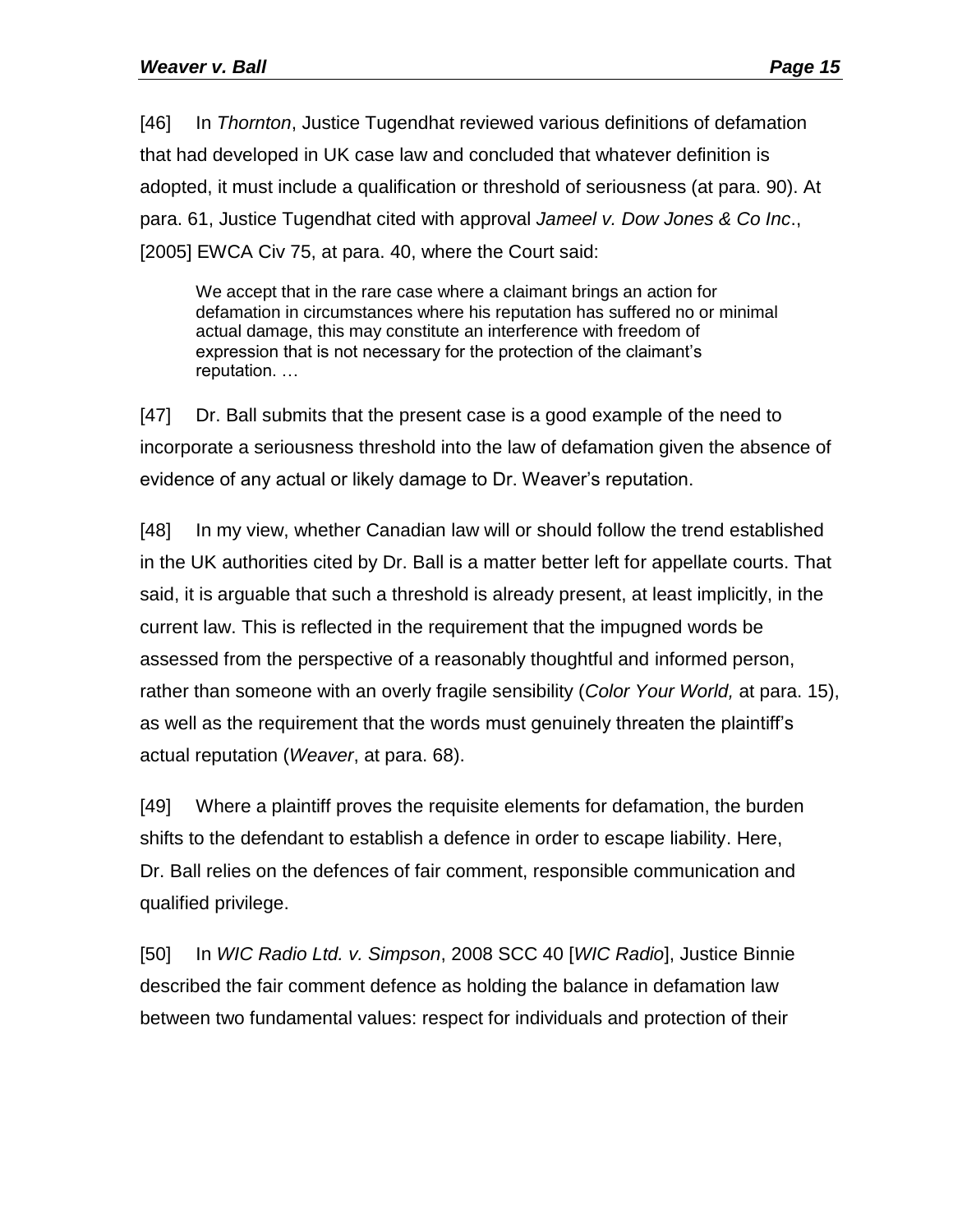[46] In *Thornton*, Justice Tugendhat reviewed various definitions of defamation that had developed in UK case law and concluded that whatever definition is adopted, it must include a qualification or threshold of seriousness (at para. 90). At para. 61, Justice Tugendhat cited with approval *Jameel v. Dow Jones & Co Inc*., [2005] EWCA Civ 75, at para. 40, where the Court said:

> We accept that in the rare case where a claimant brings an action for defamation in circumstances where his reputation has suffered no or minimal actual damage, this may constitute an interference with freedom of expression that is not necessary for the protection of the claimant's reputation. …

[47] Dr. Ball submits that the present case is a good example of the need to incorporate a seriousness threshold into the law of defamation given the absence of evidence of any actual or likely damage to Dr. Weaver's reputation.

[48] In my view, whether Canadian law will or should follow the trend established in the UK authorities cited by Dr. Ball is a matter better left for appellate courts. That said, it is arguable that such a threshold is already present, at least implicitly, in the current law. This is reflected in the requirement that the impugned words be assessed from the perspective of a reasonably thoughtful and informed person, rather than someone with an overly fragile sensibility (*Color Your World,* at para. 15), as well as the requirement that the words must genuinely threaten the plaintiff's actual reputation (*Weaver*, at para. 68).

[49] Where a plaintiff proves the requisite elements for defamation, the burden shifts to the defendant to establish a defence in order to escape liability. Here, Dr. Ball relies on the defences of fair comment, responsible communication and qualified privilege.

[50] In *WIC Radio Ltd. v. Simpson*, 2008 SCC 40 [*WIC Radio*], Justice Binnie described the fair comment defence as holding the balance in defamation law between two fundamental values: respect for individuals and protection of their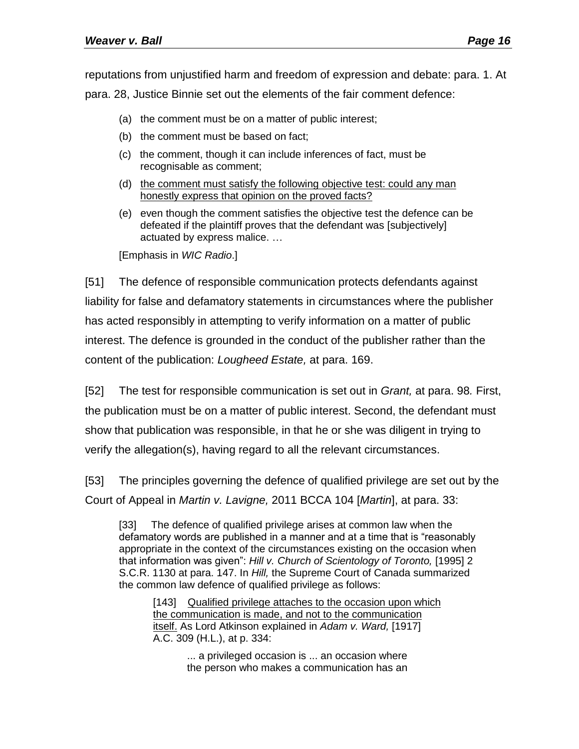reputations from unjustified harm and freedom of expression and debate: para. 1. At para. 28, Justice Binnie set out the elements of the fair comment defence:

> (a) the comment must be on a matter of public interest;
>
> (b) the comment must be based on fact;
>
> (c) the comment, though it can include inferences of fact, must be recognisable as comment;
>
> (d) <u>the comment must satisfy the following objective test: could any man honestly express that opinion on the proved facts?</u>
>
> (e) even though the comment satisfies the objective test the defence can be defeated if the plaintiff proves that the defendant was [subjectively] actuated by express malice. …
>
> [Emphasis in *WIC Radio*.]

[51] The defence of responsible communication protects defendants against liability for false and defamatory statements in circumstances where the publisher has acted responsibly in attempting to verify information on a matter of public interest. The defence is grounded in the conduct of the publisher rather than the content of the publication: *Lougheed Estate,* at para. 169.

[52] The test for responsible communication is set out in *Grant,* at para. 98*.* First, the publication must be on a matter of public interest. Second, the defendant must show that publication was responsible, in that he or she was diligent in trying to verify the allegation(s), having regard to all the relevant circumstances.

[53] The principles governing the defence of qualified privilege are set out by the Court of Appeal in *Martin v. Lavigne,* 2011 BCCA 104 [*Martin*], at para. 33:

> [33] The defence of qualified privilege arises at common law when the defamatory words are published in a manner and at a time that is "reasonably appropriate in the context of the circumstances existing on the occasion when that information was given": *Hill v. Church of Scientology of Toronto,* [1995] 2 S.C.R. 1130 at para. 147. In *Hill,* the Supreme Court of Canada summarized the common law defence of qualified privilege as follows:
>
> > [143] <u>Qualified privilege attaches to the occasion upon which the communication is made, and not to the communication itself.</u> As Lord Atkinson explained in *Adam v. Ward,* [1917] A.C. 309 (H.L.), at p. 334:
> >
> > > ... a privileged occasion is ... an occasion where the person who makes a communication has an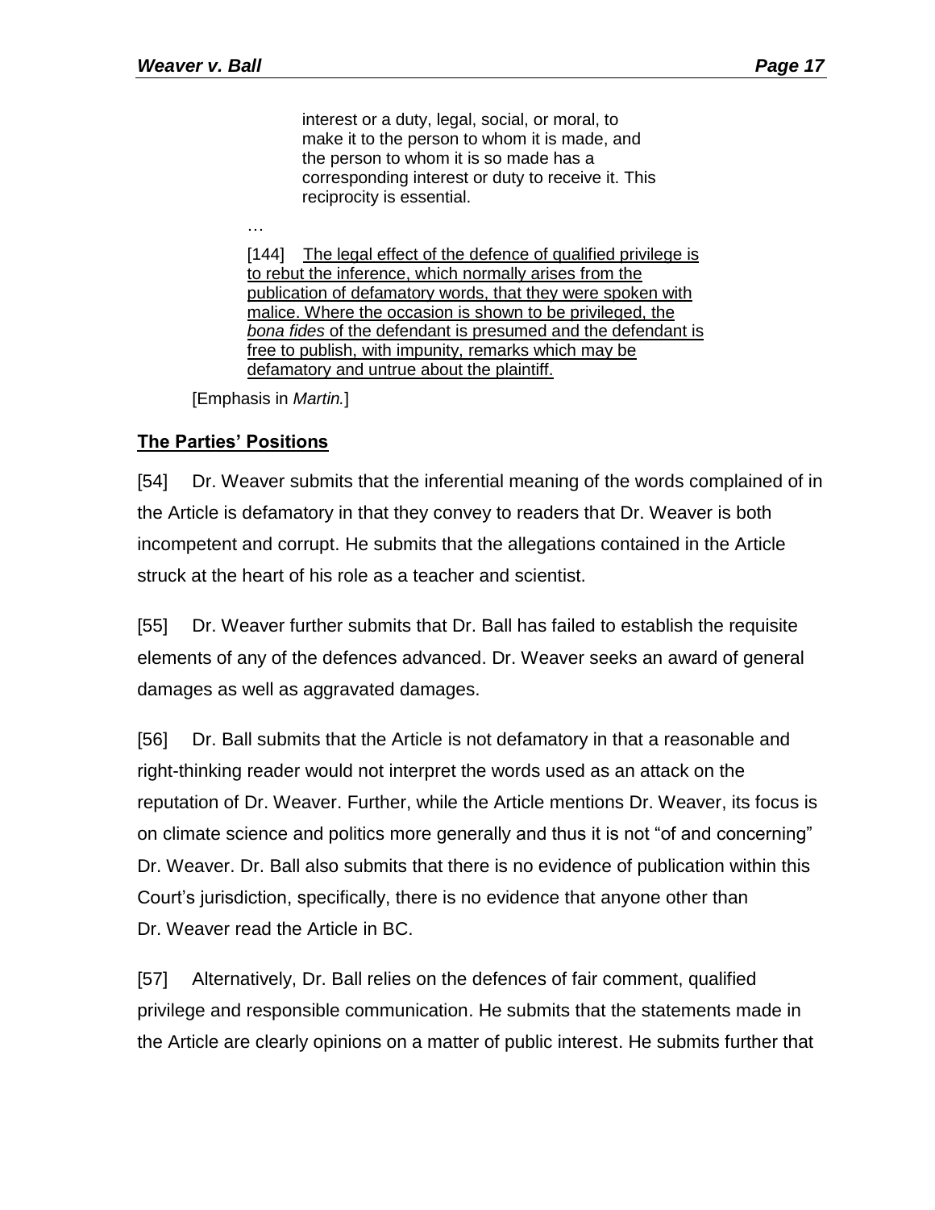> interest or a duty, legal, social, or moral, to make it to the person to whom it is made, and the person to whom it is so made has a corresponding interest or duty to receive it. This reciprocity is essential.
>
> …
>
> [144] <u>The legal effect of the defence of qualified privilege is to rebut the inference, which normally arises from the publication of defamatory words, that they were spoken with malice. Where the occasion is shown to be privileged, the *bona fides* of the defendant is presumed and the defendant is free to publish, with impunity, remarks which may be defamatory and untrue about the plaintiff.</u>

[Emphasis in *Martin.*]

## The Parties' Positions

[54] Dr. Weaver submits that the inferential meaning of the words complained of in the Article is defamatory in that they convey to readers that Dr. Weaver is both incompetent and corrupt. He submits that the allegations contained in the Article struck at the heart of his role as a teacher and scientist.

[55] Dr. Weaver further submits that Dr. Ball has failed to establish the requisite elements of any of the defences advanced. Dr. Weaver seeks an award of general damages as well as aggravated damages.

[56] Dr. Ball submits that the Article is not defamatory in that a reasonable and right-thinking reader would not interpret the words used as an attack on the reputation of Dr. Weaver. Further, while the Article mentions Dr. Weaver, its focus is on climate science and politics more generally and thus it is not "of and concerning" Dr. Weaver. Dr. Ball also submits that there is no evidence of publication within this Court's jurisdiction, specifically, there is no evidence that anyone other than Dr. Weaver read the Article in BC.

[57] Alternatively, Dr. Ball relies on the defences of fair comment, qualified privilege and responsible communication. He submits that the statements made in the Article are clearly opinions on a matter of public interest. He submits further that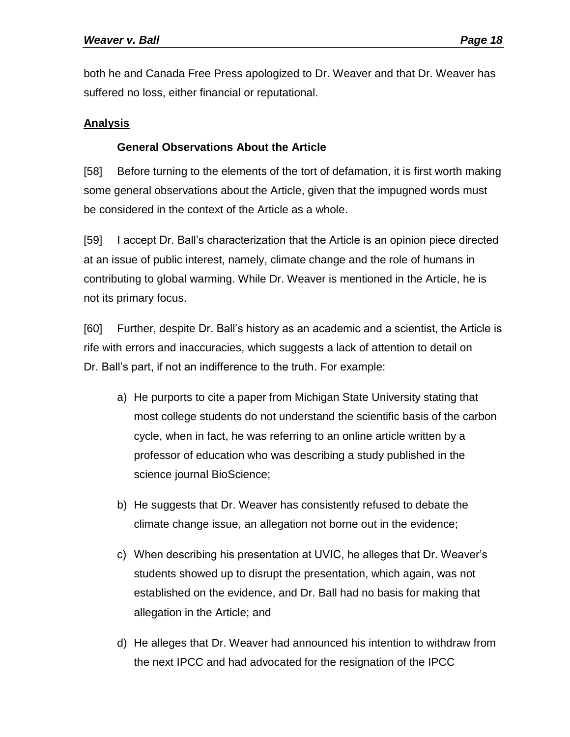both he and Canada Free Press apologized to Dr. Weaver and that Dr. Weaver has suffered no loss, either financial or reputational.

## Analysis

### General Observations About the Article

[58] Before turning to the elements of the tort of defamation, it is first worth making some general observations about the Article, given that the impugned words must be considered in the context of the Article as a whole.

[59] I accept Dr. Ball's characterization that the Article is an opinion piece directed at an issue of public interest, namely, climate change and the role of humans in contributing to global warming. While Dr. Weaver is mentioned in the Article, he is not its primary focus.

[60] Further, despite Dr. Ball's history as an academic and a scientist, the Article is rife with errors and inaccuracies, which suggests a lack of attention to detail on Dr. Ball's part, if not an indifference to the truth. For example:

a) He purports to cite a paper from Michigan State University stating that most college students do not understand the scientific basis of the carbon cycle, when in fact, he was referring to an online article written by a professor of education who was describing a study published in the science journal BioScience;

b) He suggests that Dr. Weaver has consistently refused to debate the climate change issue, an allegation not borne out in the evidence;

c) When describing his presentation at UVIC, he alleges that Dr. Weaver's students showed up to disrupt the presentation, which again, was not established on the evidence, and Dr. Ball had no basis for making that allegation in the Article; and

d) He alleges that Dr. Weaver had announced his intention to withdraw from the next IPCC and had advocated for the resignation of the IPCC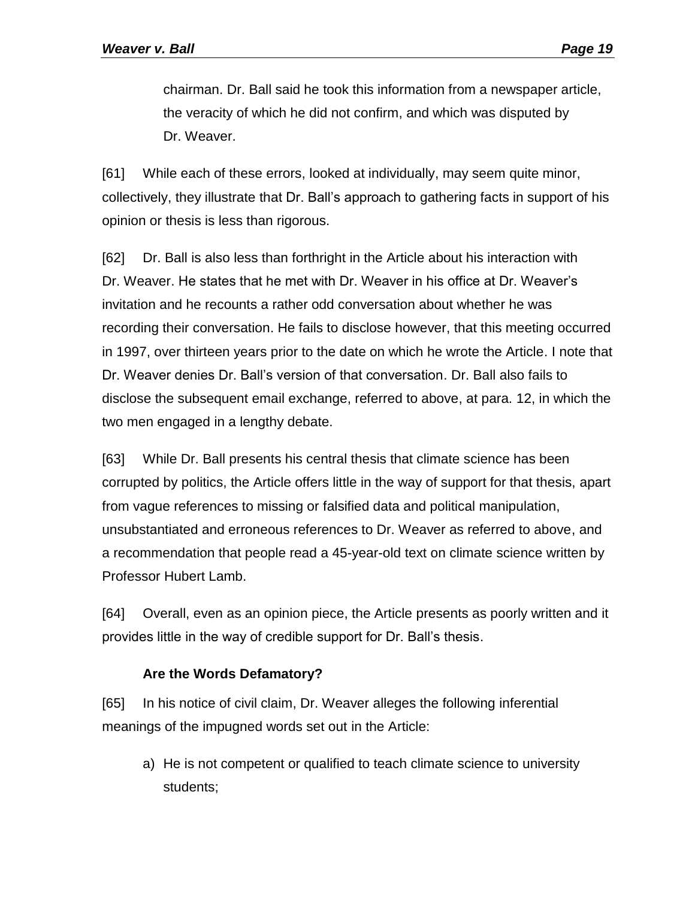chairman. Dr. Ball said he took this information from a newspaper article, the veracity of which he did not confirm, and which was disputed by Dr. Weaver.

[61] While each of these errors, looked at individually, may seem quite minor, collectively, they illustrate that Dr. Ball's approach to gathering facts in support of his opinion or thesis is less than rigorous.

[62] Dr. Ball is also less than forthright in the Article about his interaction with Dr. Weaver. He states that he met with Dr. Weaver in his office at Dr. Weaver's invitation and he recounts a rather odd conversation about whether he was recording their conversation. He fails to disclose however, that this meeting occurred in 1997, over thirteen years prior to the date on which he wrote the Article. I note that Dr. Weaver denies Dr. Ball's version of that conversation. Dr. Ball also fails to disclose the subsequent email exchange, referred to above, at para. 12, in which the two men engaged in a lengthy debate.

[63] While Dr. Ball presents his central thesis that climate science has been corrupted by politics, the Article offers little in the way of support for that thesis, apart from vague references to missing or falsified data and political manipulation, unsubstantiated and erroneous references to Dr. Weaver as referred to above, and a recommendation that people read a 45-year-old text on climate science written by Professor Hubert Lamb.

[64] Overall, even as an opinion piece, the Article presents as poorly written and it provides little in the way of credible support for Dr. Ball's thesis.

### Are the Words Defamatory?

[65] In his notice of civil claim, Dr. Weaver alleges the following inferential meanings of the impugned words set out in the Article:

a) He is not competent or qualified to teach climate science to university students;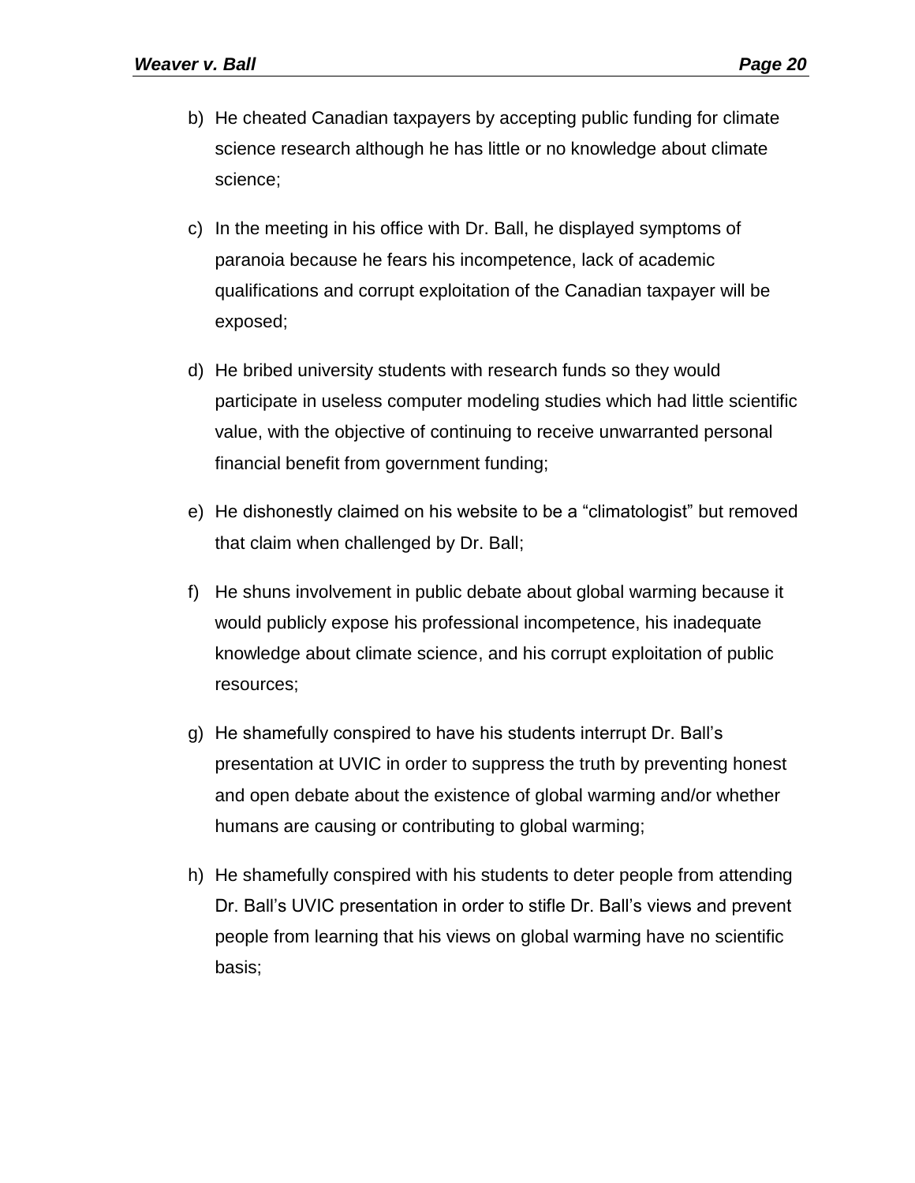b) He cheated Canadian taxpayers by accepting public funding for climate science research although he has little or no knowledge about climate science;

c) In the meeting in his office with Dr. Ball, he displayed symptoms of paranoia because he fears his incompetence, lack of academic qualifications and corrupt exploitation of the Canadian taxpayer will be exposed;

d) He bribed university students with research funds so they would participate in useless computer modeling studies which had little scientific value, with the objective of continuing to receive unwarranted personal financial benefit from government funding;

e) He dishonestly claimed on his website to be a "climatologist" but removed that claim when challenged by Dr. Ball;

f) He shuns involvement in public debate about global warming because it would publicly expose his professional incompetence, his inadequate knowledge about climate science, and his corrupt exploitation of public resources;

g) He shamefully conspired to have his students interrupt Dr. Ball's presentation at UVIC in order to suppress the truth by preventing honest and open debate about the existence of global warming and/or whether humans are causing or contributing to global warming;

h) He shamefully conspired with his students to deter people from attending Dr. Ball's UVIC presentation in order to stifle Dr. Ball's views and prevent people from learning that his views on global warming have no scientific basis;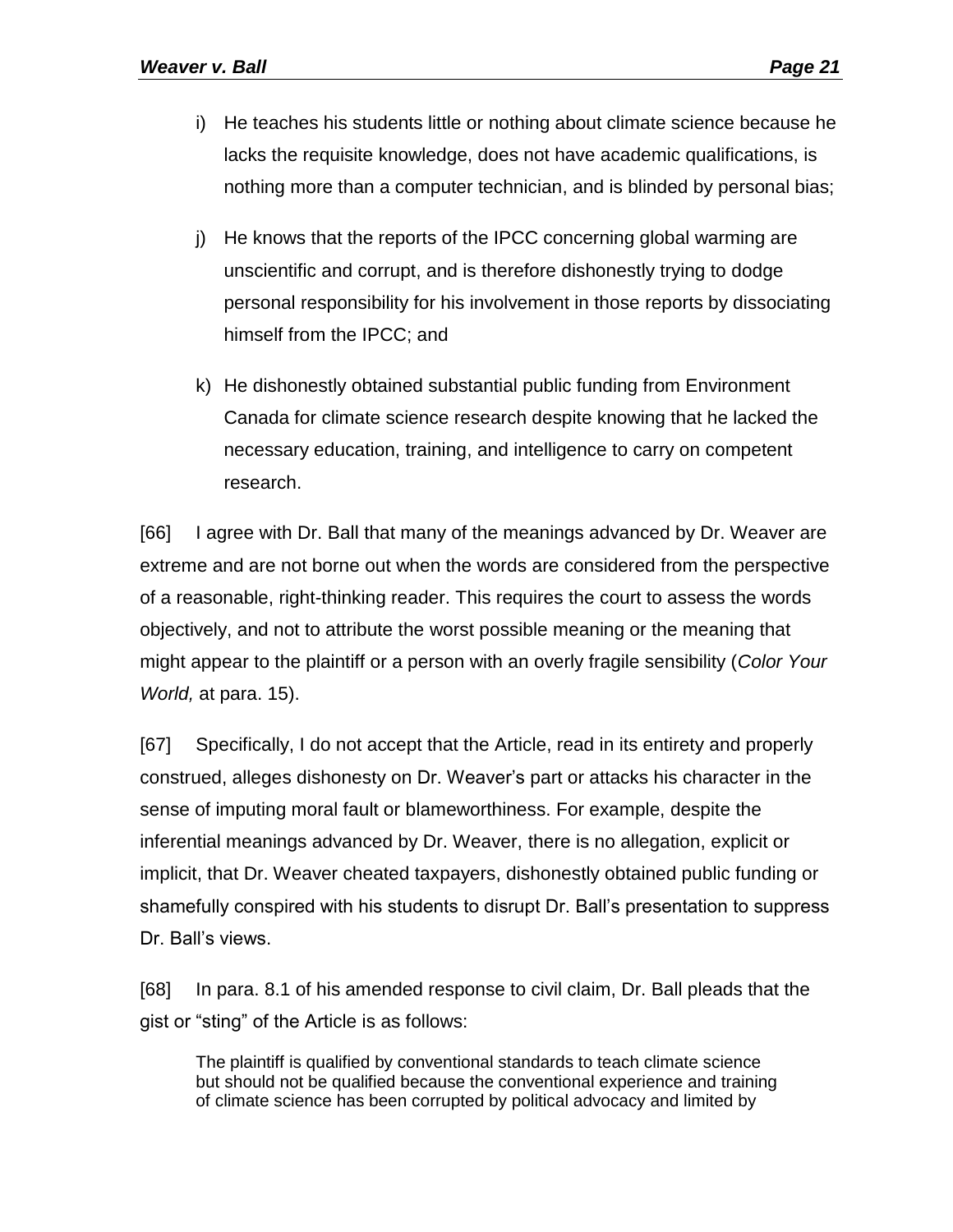i) He teaches his students little or nothing about climate science because he lacks the requisite knowledge, does not have academic qualifications, is nothing more than a computer technician, and is blinded by personal bias;

j) He knows that the reports of the IPCC concerning global warming are unscientific and corrupt, and is therefore dishonestly trying to dodge personal responsibility for his involvement in those reports by dissociating himself from the IPCC; and

k) He dishonestly obtained substantial public funding from Environment Canada for climate science research despite knowing that he lacked the necessary education, training, and intelligence to carry on competent research.

[66] I agree with Dr. Ball that many of the meanings advanced by Dr. Weaver are extreme and are not borne out when the words are considered from the perspective of a reasonable, right-thinking reader. This requires the court to assess the words objectively, and not to attribute the worst possible meaning or the meaning that might appear to the plaintiff or a person with an overly fragile sensibility (*Color Your World,* at para. 15).

[67] Specifically, I do not accept that the Article, read in its entirety and properly construed, alleges dishonesty on Dr. Weaver's part or attacks his character in the sense of imputing moral fault or blameworthiness. For example, despite the inferential meanings advanced by Dr. Weaver, there is no allegation, explicit or implicit, that Dr. Weaver cheated taxpayers, dishonestly obtained public funding or shamefully conspired with his students to disrupt Dr. Ball's presentation to suppress Dr. Ball's views.

[68] In para. 8.1 of his amended response to civil claim, Dr. Ball pleads that the gist or "sting" of the Article is as follows:

> The plaintiff is qualified by conventional standards to teach climate science but should not be qualified because the conventional experience and training of climate science has been corrupted by political advocacy and limited by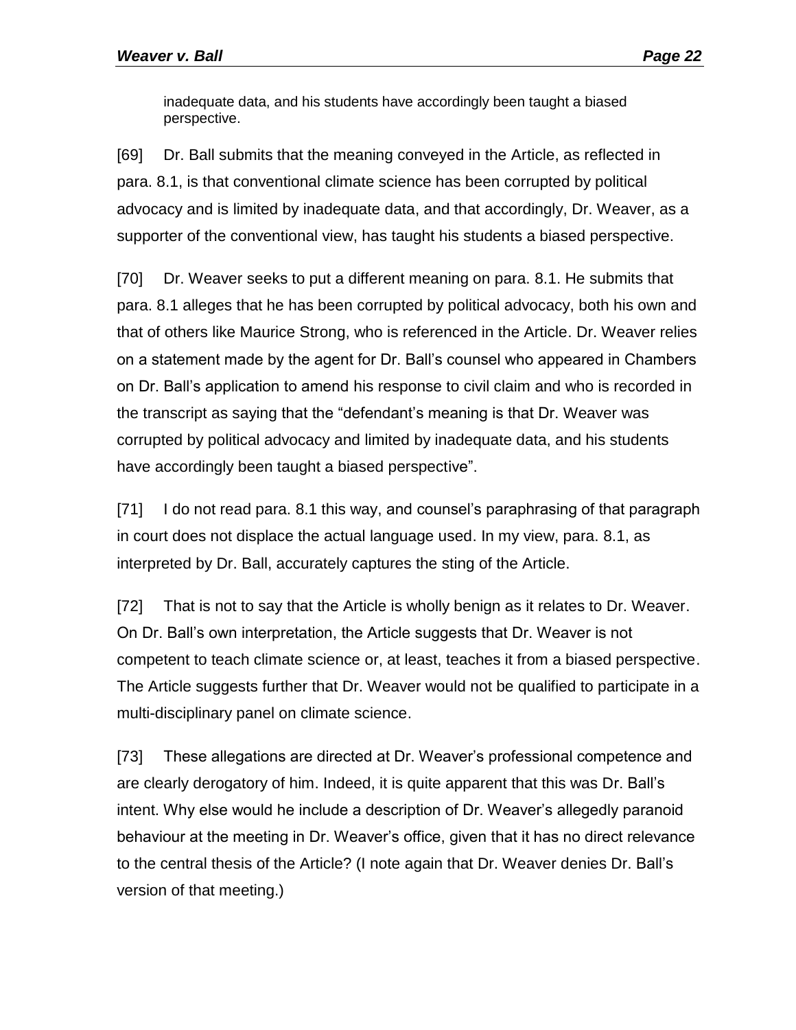> inadequate data, and his students have accordingly been taught a biased perspective.

[69] Dr. Ball submits that the meaning conveyed in the Article, as reflected in para. 8.1, is that conventional climate science has been corrupted by political advocacy and is limited by inadequate data, and that accordingly, Dr. Weaver, as a supporter of the conventional view, has taught his students a biased perspective.

[70] Dr. Weaver seeks to put a different meaning on para. 8.1. He submits that para. 8.1 alleges that he has been corrupted by political advocacy, both his own and that of others like Maurice Strong, who is referenced in the Article. Dr. Weaver relies on a statement made by the agent for Dr. Ball's counsel who appeared in Chambers on Dr. Ball's application to amend his response to civil claim and who is recorded in the transcript as saying that the "defendant's meaning is that Dr. Weaver was corrupted by political advocacy and limited by inadequate data, and his students have accordingly been taught a biased perspective".

[71] I do not read para. 8.1 this way, and counsel's paraphrasing of that paragraph in court does not displace the actual language used. In my view, para. 8.1, as interpreted by Dr. Ball, accurately captures the sting of the Article.

[72] That is not to say that the Article is wholly benign as it relates to Dr. Weaver. On Dr. Ball's own interpretation, the Article suggests that Dr. Weaver is not competent to teach climate science or, at least, teaches it from a biased perspective. The Article suggests further that Dr. Weaver would not be qualified to participate in a multi-disciplinary panel on climate science.

[73] These allegations are directed at Dr. Weaver's professional competence and are clearly derogatory of him. Indeed, it is quite apparent that this was Dr. Ball's intent. Why else would he include a description of Dr. Weaver's allegedly paranoid behaviour at the meeting in Dr. Weaver's office, given that it has no direct relevance to the central thesis of the Article? (I note again that Dr. Weaver denies Dr. Ball's version of that meeting.)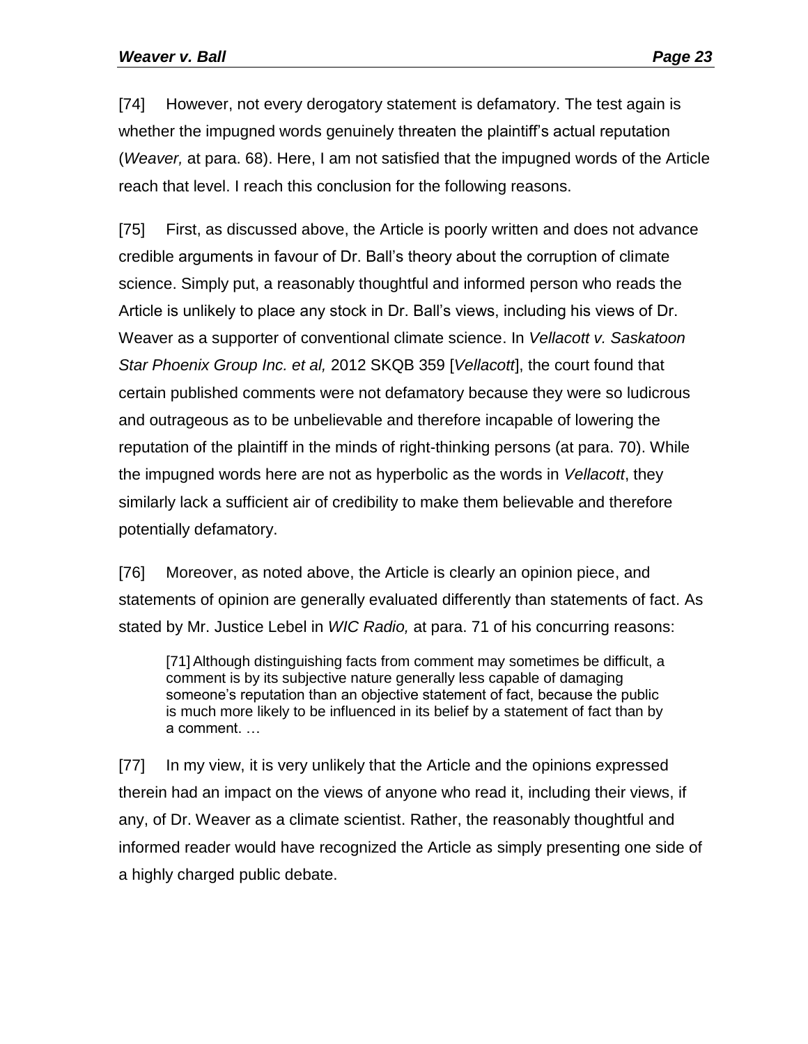[74] However, not every derogatory statement is defamatory. The test again is whether the impugned words genuinely threaten the plaintiff's actual reputation (*Weaver,* at para. 68). Here, I am not satisfied that the impugned words of the Article reach that level. I reach this conclusion for the following reasons.

[75] First, as discussed above, the Article is poorly written and does not advance credible arguments in favour of Dr. Ball's theory about the corruption of climate science. Simply put, a reasonably thoughtful and informed person who reads the Article is unlikely to place any stock in Dr. Ball's views, including his views of Dr. Weaver as a supporter of conventional climate science. In *Vellacott v. Saskatoon Star Phoenix Group Inc. et al,* 2012 SKQB 359 [*Vellacott*], the court found that certain published comments were not defamatory because they were so ludicrous and outrageous as to be unbelievable and therefore incapable of lowering the reputation of the plaintiff in the minds of right-thinking persons (at para. 70). While the impugned words here are not as hyperbolic as the words in *Vellacott*, they similarly lack a sufficient air of credibility to make them believable and therefore potentially defamatory.

[76] Moreover, as noted above, the Article is clearly an opinion piece, and statements of opinion are generally evaluated differently than statements of fact. As stated by Mr. Justice Lebel in *WIC Radio,* at para. 71 of his concurring reasons:

> [71] Although distinguishing facts from comment may sometimes be difficult, a comment is by its subjective nature generally less capable of damaging someone's reputation than an objective statement of fact, because the public is much more likely to be influenced in its belief by a statement of fact than by a comment. …

[77] In my view, it is very unlikely that the Article and the opinions expressed therein had an impact on the views of anyone who read it, including their views, if any, of Dr. Weaver as a climate scientist. Rather, the reasonably thoughtful and informed reader would have recognized the Article as simply presenting one side of a highly charged public debate.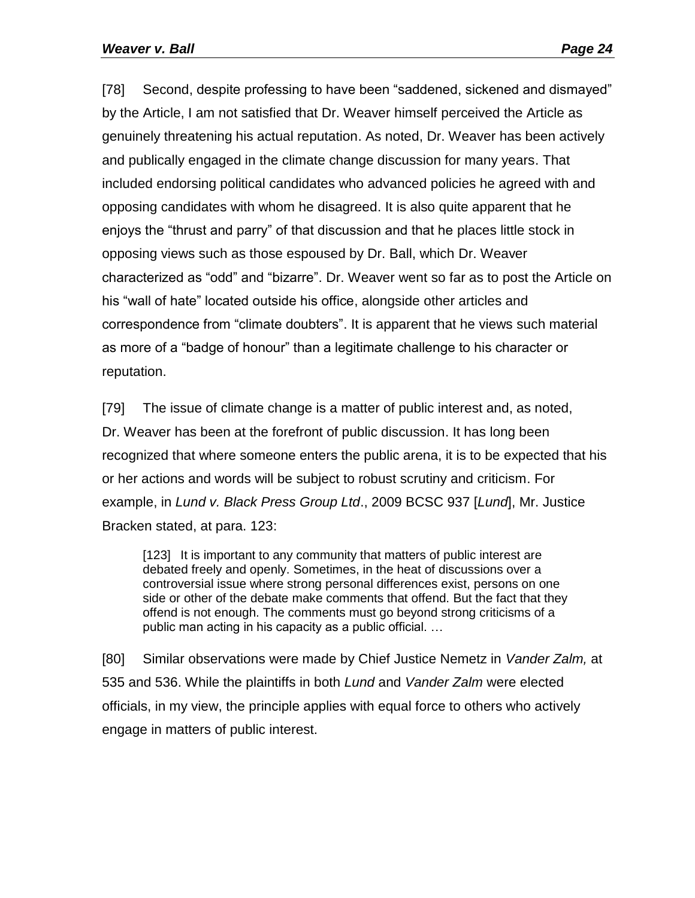[78] Second, despite professing to have been "saddened, sickened and dismayed" by the Article, I am not satisfied that Dr. Weaver himself perceived the Article as genuinely threatening his actual reputation. As noted, Dr. Weaver has been actively and publically engaged in the climate change discussion for many years. That included endorsing political candidates who advanced policies he agreed with and opposing candidates with whom he disagreed. It is also quite apparent that he enjoys the "thrust and parry" of that discussion and that he places little stock in opposing views such as those espoused by Dr. Ball, which Dr. Weaver characterized as "odd" and "bizarre". Dr. Weaver went so far as to post the Article on his "wall of hate" located outside his office, alongside other articles and correspondence from "climate doubters". It is apparent that he views such material as more of a "badge of honour" than a legitimate challenge to his character or reputation.

[79] The issue of climate change is a matter of public interest and, as noted, Dr. Weaver has been at the forefront of public discussion. It has long been recognized that where someone enters the public arena, it is to be expected that his or her actions and words will be subject to robust scrutiny and criticism. For example, in *Lund v. Black Press Group Ltd*., 2009 BCSC 937 [*Lund*], Mr. Justice Bracken stated, at para. 123:

> [123] It is important to any community that matters of public interest are debated freely and openly. Sometimes, in the heat of discussions over a controversial issue where strong personal differences exist, persons on one side or other of the debate make comments that offend. But the fact that they offend is not enough. The comments must go beyond strong criticisms of a public man acting in his capacity as a public official. …

[80] Similar observations were made by Chief Justice Nemetz in *Vander Zalm,* at 535 and 536. While the plaintiffs in both *Lund* and *Vander Zalm* were elected officials, in my view, the principle applies with equal force to others who actively engage in matters of public interest.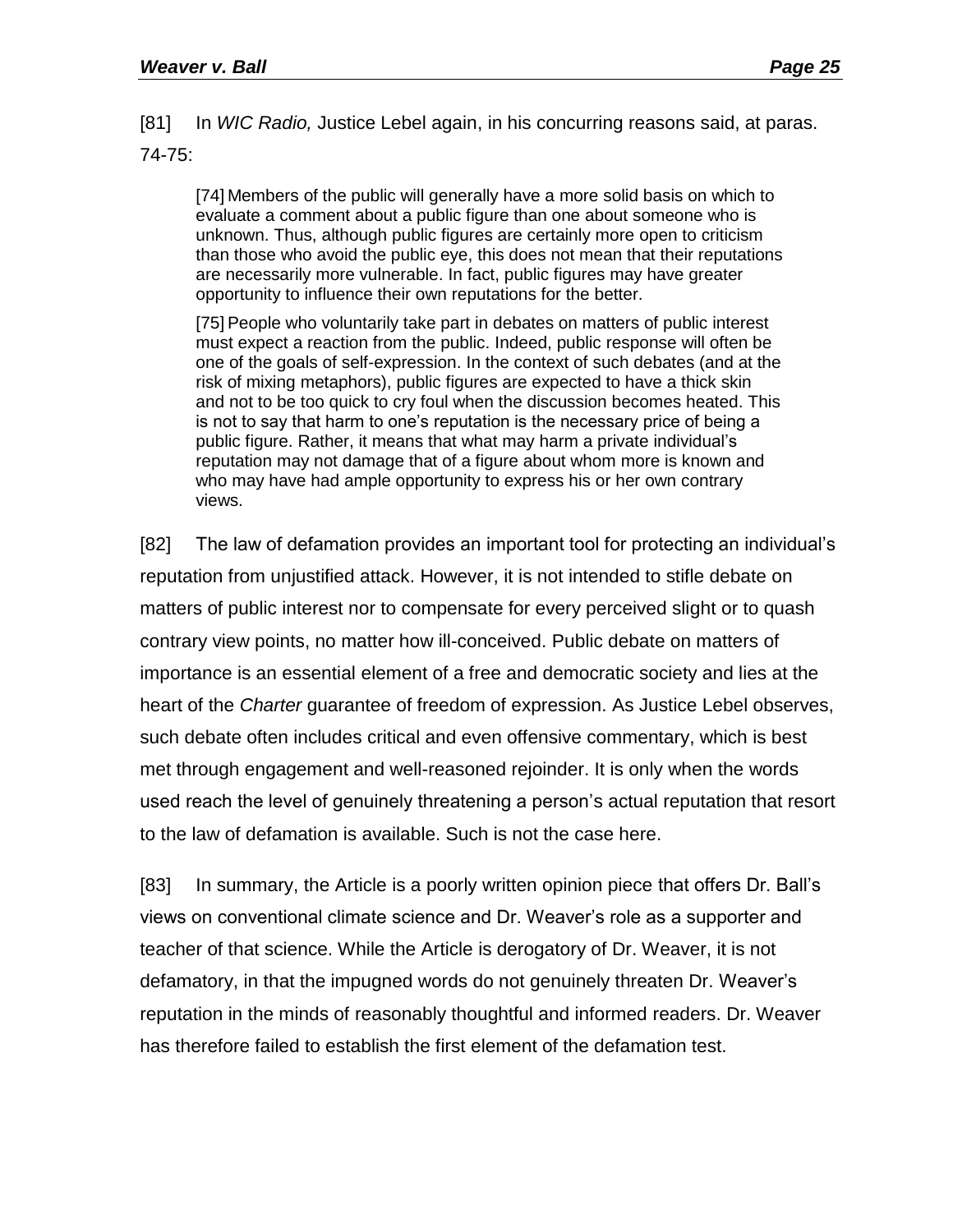[81] In *WIC Radio,* Justice Lebel again, in his concurring reasons said, at paras. 74-75:

> [74] Members of the public will generally have a more solid basis on which to evaluate a comment about a public figure than one about someone who is unknown. Thus, although public figures are certainly more open to criticism than those who avoid the public eye, this does not mean that their reputations are necessarily more vulnerable. In fact, public figures may have greater opportunity to influence their own reputations for the better.
>
> [75] People who voluntarily take part in debates on matters of public interest must expect a reaction from the public. Indeed, public response will often be one of the goals of self-expression. In the context of such debates (and at the risk of mixing metaphors), public figures are expected to have a thick skin and not to be too quick to cry foul when the discussion becomes heated. This is not to say that harm to one's reputation is the necessary price of being a public figure. Rather, it means that what may harm a private individual's reputation may not damage that of a figure about whom more is known and who may have had ample opportunity to express his or her own contrary views.

[82] The law of defamation provides an important tool for protecting an individual's reputation from unjustified attack. However, it is not intended to stifle debate on matters of public interest nor to compensate for every perceived slight or to quash contrary view points, no matter how ill-conceived. Public debate on matters of importance is an essential element of a free and democratic society and lies at the heart of the *Charter* guarantee of freedom of expression. As Justice Lebel observes, such debate often includes critical and even offensive commentary, which is best met through engagement and well-reasoned rejoinder. It is only when the words used reach the level of genuinely threatening a person's actual reputation that resort to the law of defamation is available. Such is not the case here.

[83] In summary, the Article is a poorly written opinion piece that offers Dr. Ball's views on conventional climate science and Dr. Weaver's role as a supporter and teacher of that science. While the Article is derogatory of Dr. Weaver, it is not defamatory, in that the impugned words do not genuinely threaten Dr. Weaver's reputation in the minds of reasonably thoughtful and informed readers. Dr. Weaver has therefore failed to establish the first element of the defamation test.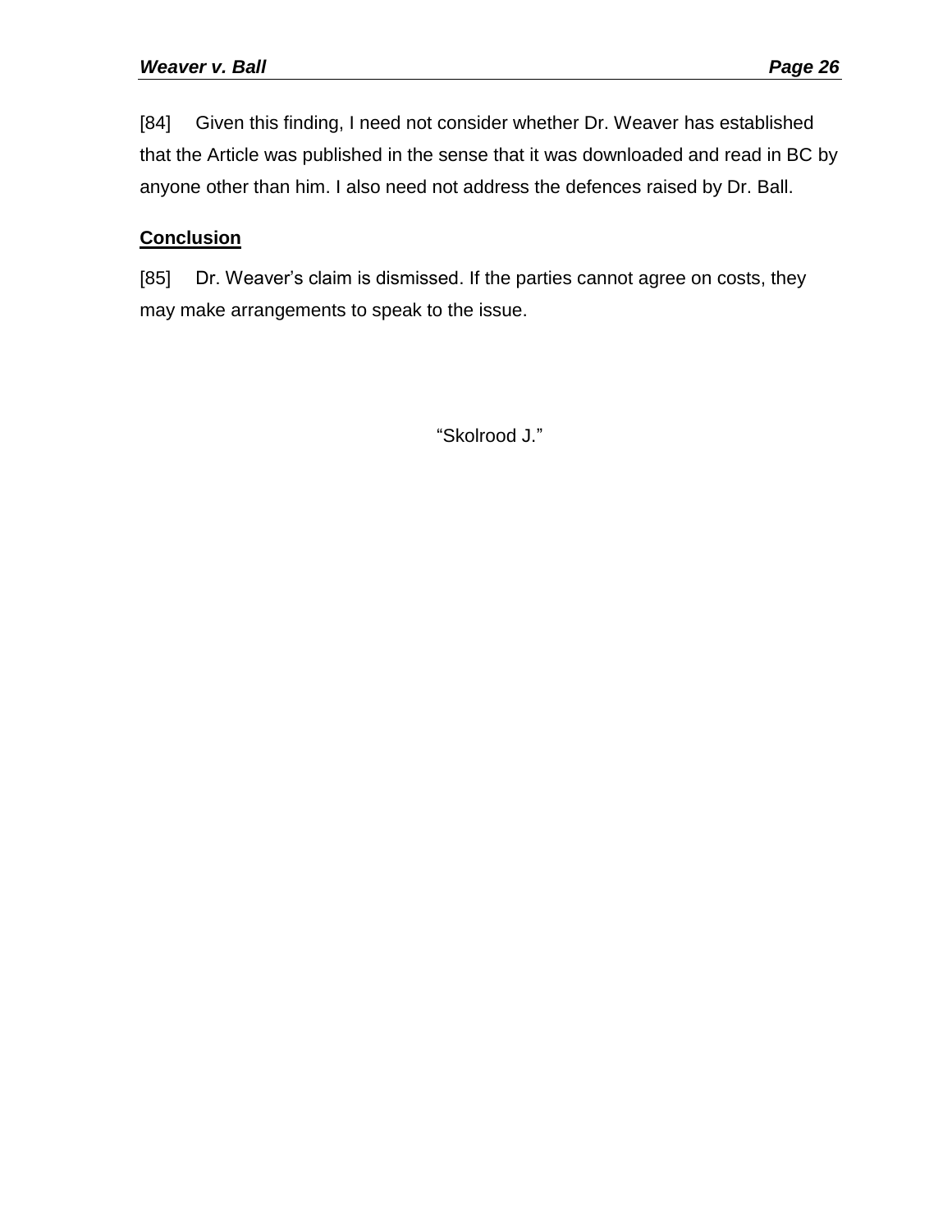[84] Given this finding, I need not consider whether Dr. Weaver has established that the Article was published in the sense that it was downloaded and read in BC by anyone other than him. I also need not address the defences raised by Dr. Ball.

## Conclusion

[85] Dr. Weaver's claim is dismissed. If the parties cannot agree on costs, they may make arrangements to speak to the issue.

"Skolrood J."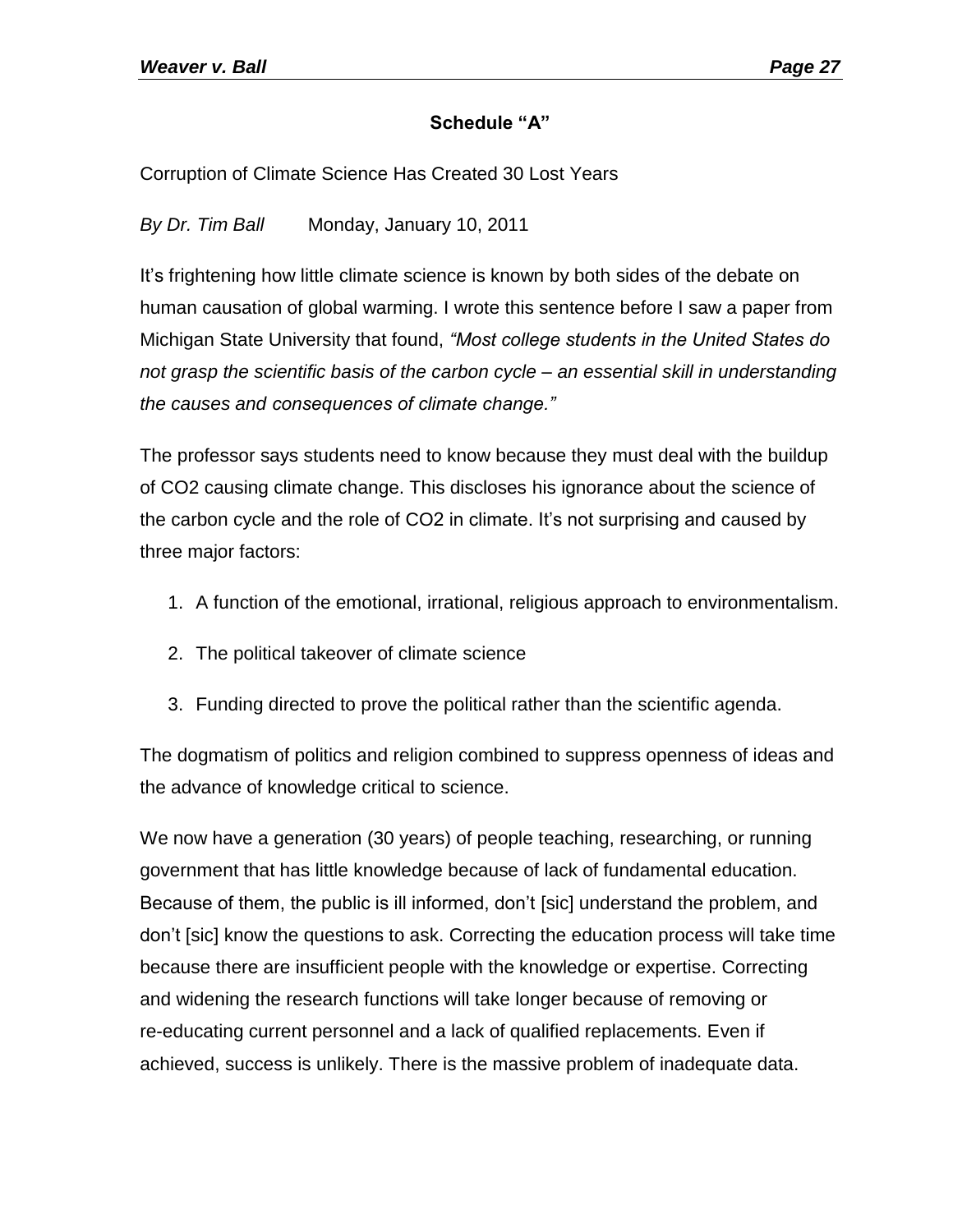**Schedule "A"**

Corruption of Climate Science Has Created 30 Lost Years

*By Dr. Tim Ball* Monday, January 10, 2011

It's frightening how little climate science is known by both sides of the debate on human causation of global warming. I wrote this sentence before I saw a paper from Michigan State University that found, *"Most college students in the United States do not grasp the scientific basis of the carbon cycle – an essential skill in understanding the causes and consequences of climate change."*

The professor says students need to know because they must deal with the buildup of $CO_2$ causing climate change. This discloses his ignorance about the science of the carbon cycle and the role of $CO_2$ in climate. It's not surprising and caused by three major factors:

1. A function of the emotional, irrational, religious approach to environmentalism.
2. The political takeover of climate science
3. Funding directed to prove the political rather than the scientific agenda.

The dogmatism of politics and religion combined to suppress openness of ideas and the advance of knowledge critical to science.

We now have a generation (30 years) of people teaching, researching, or running government that has little knowledge because of lack of fundamental education. Because of them, the public is ill informed, don't [sic] understand the problem, and don't [sic] know the questions to ask. Correcting the education process will take time because there are insufficient people with the knowledge or expertise. Correcting and widening the research functions will take longer because of removing or re-educating current personnel and a lack of qualified replacements. Even if achieved, success is unlikely. There is the massive problem of inadequate data.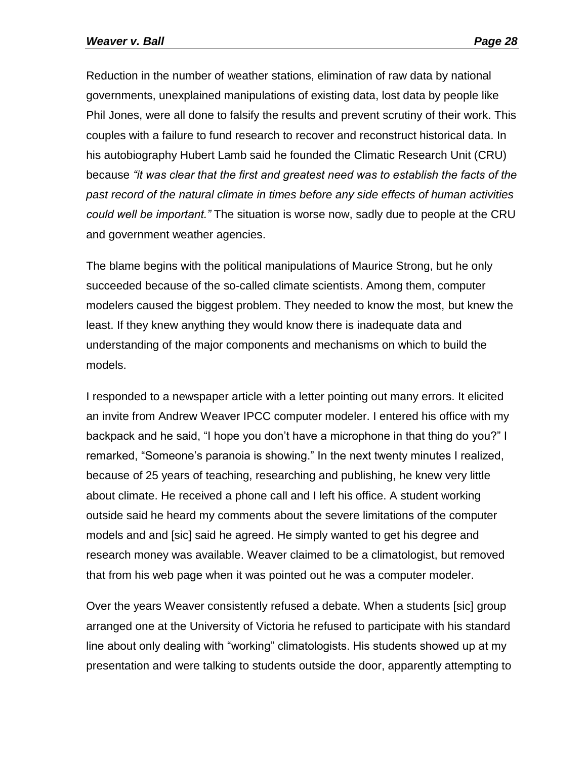Reduction in the number of weather stations, elimination of raw data by national governments, unexplained manipulations of existing data, lost data by people like Phil Jones, were all done to falsify the results and prevent scrutiny of their work. This couples with a failure to fund research to recover and reconstruct historical data. In his autobiography Hubert Lamb said he founded the Climatic Research Unit (CRU) because *"it was clear that the first and greatest need was to establish the facts of the past record of the natural climate in times before any side effects of human activities could well be important."* The situation is worse now, sadly due to people at the CRU and government weather agencies.

The blame begins with the political manipulations of Maurice Strong, but he only succeeded because of the so-called climate scientists. Among them, computer modelers caused the biggest problem. They needed to know the most, but knew the least. If they knew anything they would know there is inadequate data and understanding of the major components and mechanisms on which to build the models.

I responded to a newspaper article with a letter pointing out many errors. It elicited an invite from Andrew Weaver IPCC computer modeler. I entered his office with my backpack and he said, "I hope you don't have a microphone in that thing do you?" I remarked, "Someone's paranoia is showing." In the next twenty minutes I realized, because of 25 years of teaching, researching and publishing, he knew very little about climate. He received a phone call and I left his office. A student working outside said he heard my comments about the severe limitations of the computer models and and [sic] said he agreed. He simply wanted to get his degree and research money was available. Weaver claimed to be a climatologist, but removed that from his web page when it was pointed out he was a computer modeler.

Over the years Weaver consistently refused a debate. When a students [sic] group arranged one at the University of Victoria he refused to participate with his standard line about only dealing with "working" climatologists. His students showed up at my presentation and were talking to students outside the door, apparently attempting to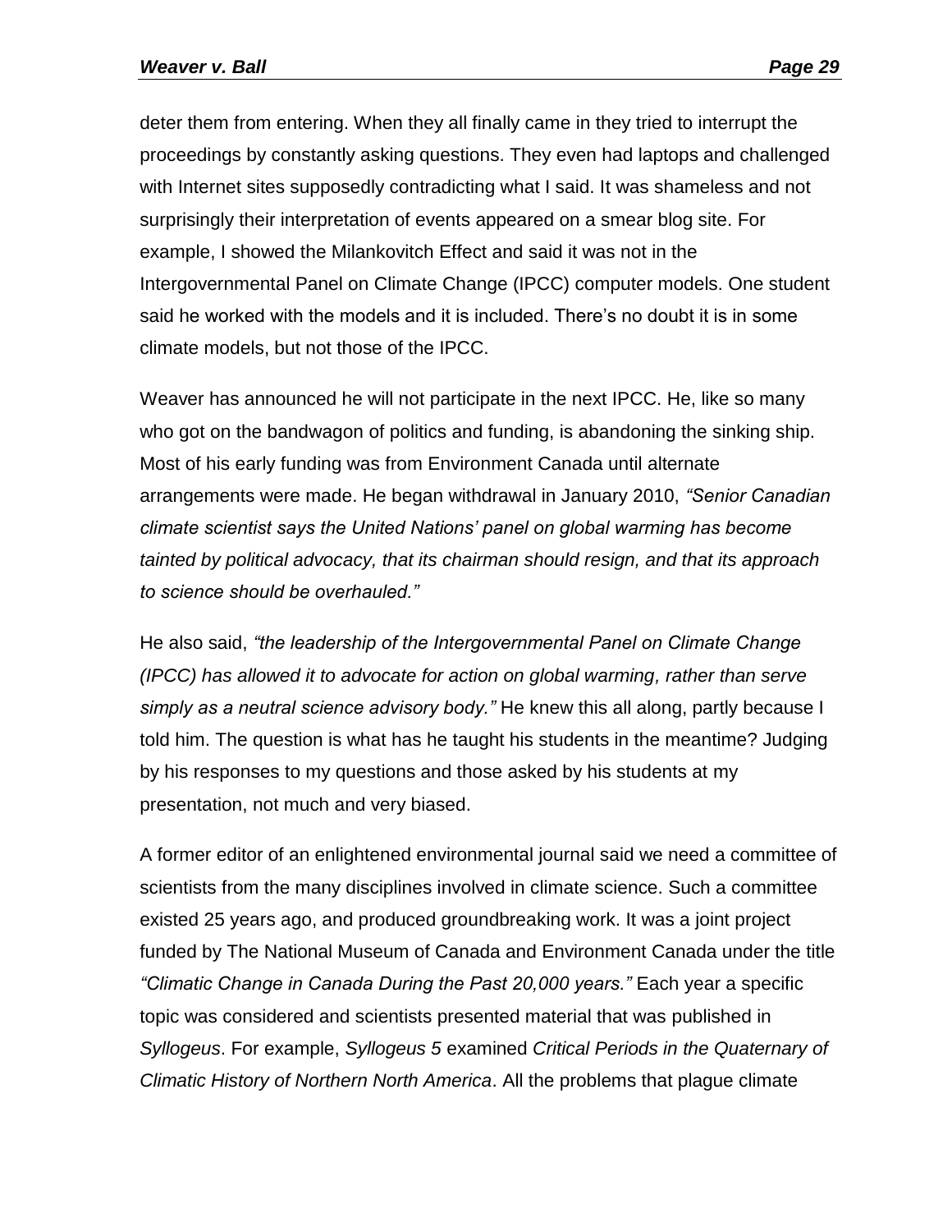deter them from entering. When they all finally came in they tried to interrupt the proceedings by constantly asking questions. They even had laptops and challenged with Internet sites supposedly contradicting what I said. It was shameless and not surprisingly their interpretation of events appeared on a smear blog site. For example, I showed the Milankovitch Effect and said it was not in the Intergovernmental Panel on Climate Change (IPCC) computer models. One student said he worked with the models and it is included. There's no doubt it is in some climate models, but not those of the IPCC.

Weaver has announced he will not participate in the next IPCC. He, like so many who got on the bandwagon of politics and funding, is abandoning the sinking ship. Most of his early funding was from Environment Canada until alternate arrangements were made. He began withdrawal in January 2010, *"Senior Canadian climate scientist says the United Nations' panel on global warming has become tainted by political advocacy, that its chairman should resign, and that its approach to science should be overhauled."*

He also said, *"the leadership of the Intergovernmental Panel on Climate Change (IPCC) has allowed it to advocate for action on global warming, rather than serve simply as a neutral science advisory body."* He knew this all along, partly because I told him. The question is what has he taught his students in the meantime? Judging by his responses to my questions and those asked by his students at my presentation, not much and very biased.

A former editor of an enlightened environmental journal said we need a committee of scientists from the many disciplines involved in climate science. Such a committee existed 25 years ago, and produced groundbreaking work. It was a joint project funded by The National Museum of Canada and Environment Canada under the title *"Climatic Change in Canada During the Past 20,000 years."* Each year a specific topic was considered and scientists presented material that was published in *Syllogeus*. For example, *Syllogeus 5* examined *Critical Periods in the Quaternary of Climatic History of Northern North America*. All the problems that plague climate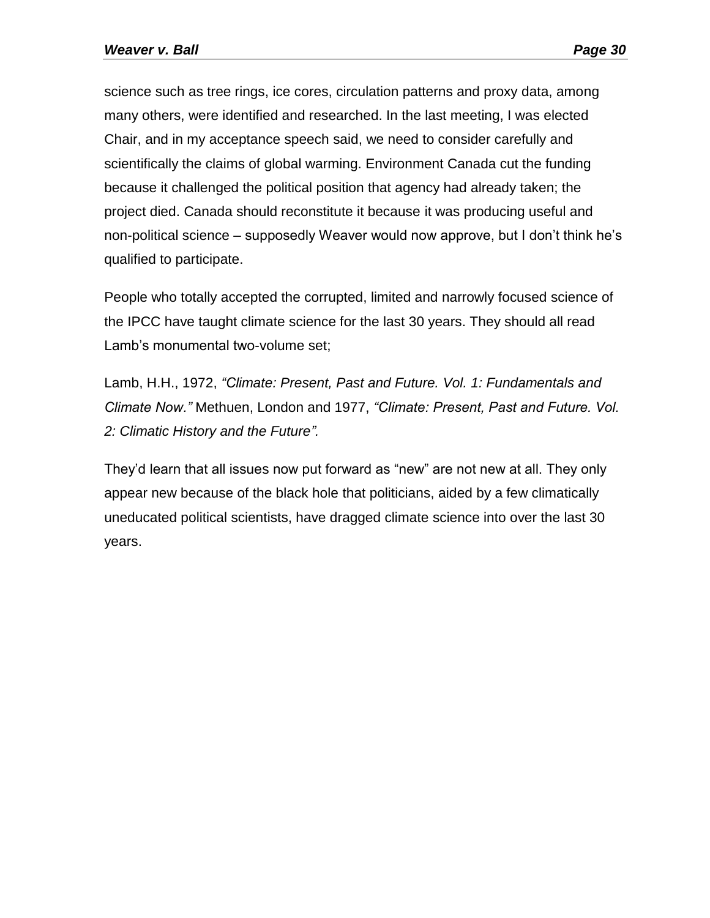science such as tree rings, ice cores, circulation patterns and proxy data, among many others, were identified and researched. In the last meeting, I was elected Chair, and in my acceptance speech said, we need to consider carefully and scientifically the claims of global warming. Environment Canada cut the funding because it challenged the political position that agency had already taken; the project died. Canada should reconstitute it because it was producing useful and non-political science – supposedly Weaver would now approve, but I don't think he's qualified to participate.

People who totally accepted the corrupted, limited and narrowly focused science of the IPCC have taught climate science for the last 30 years. They should all read Lamb's monumental two-volume set;

Lamb, H.H., 1972, *"Climate: Present, Past and Future. Vol. 1: Fundamentals and Climate Now."* Methuen, London and 1977, *"Climate: Present, Past and Future. Vol. 2: Climatic History and the Future".*

They'd learn that all issues now put forward as "new" are not new at all. They only appear new because of the black hole that politicians, aided by a few climatically uneducated political scientists, have dragged climate science into over the last 30 years.